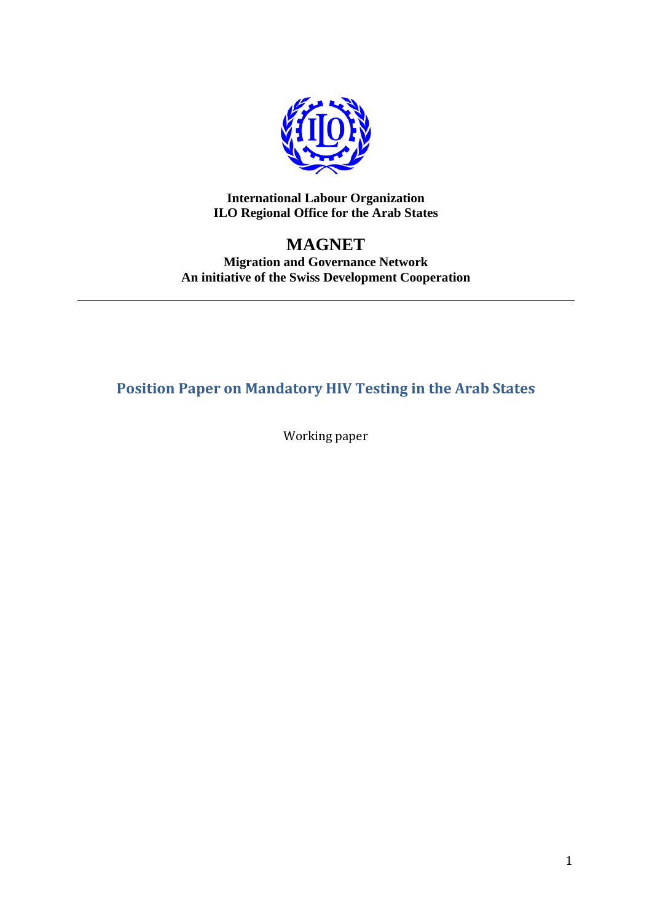**International Labour Organization**
**ILO Regional Office for the Arab States**

# MAGNET

**Migration and Governance Network**
**An initiative of the Swiss Development Cooperation**

---

## Position Paper on Mandatory HIV Testing in the Arab States

Working paper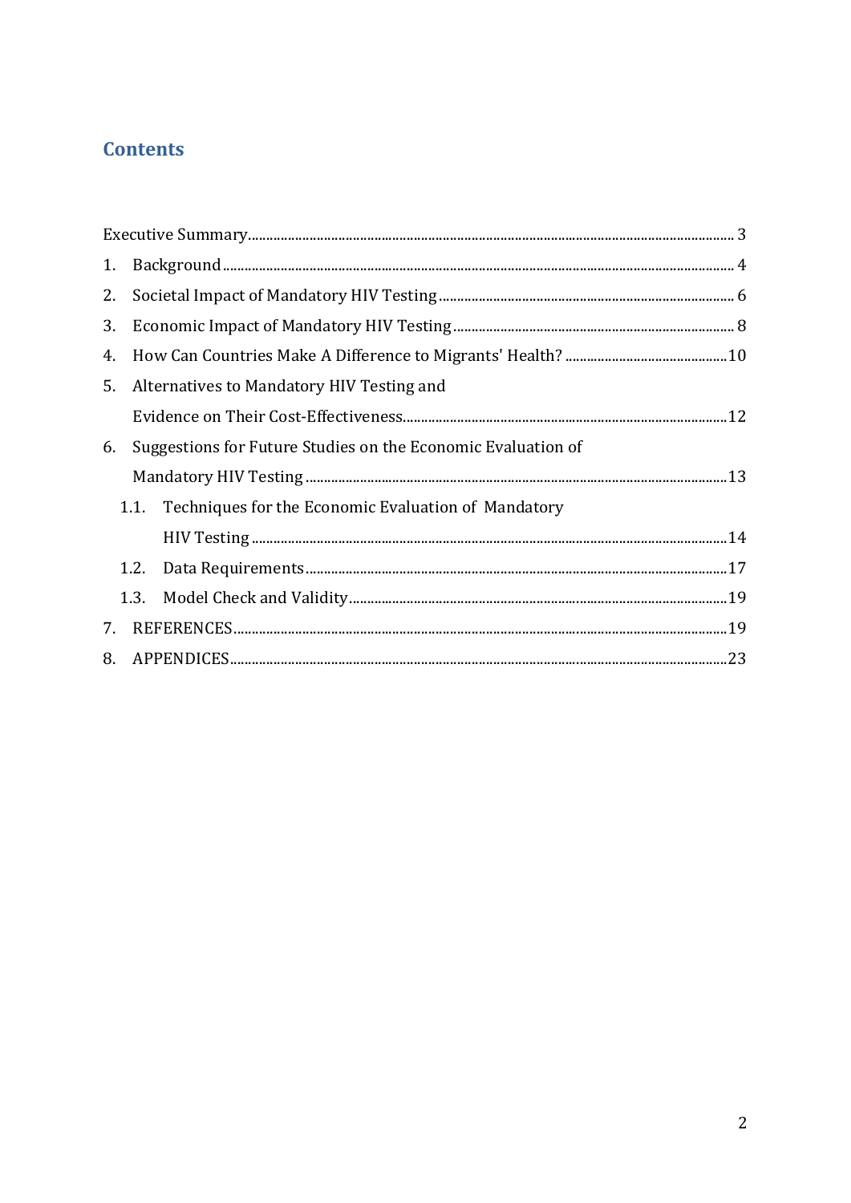## Contents

Executive Summary ........................................................................................................................ 3

1. Background .............................................................................................................................. 4
2. Societal Impact of Mandatory HIV Testing .................................................................... 6
3. Economic Impact of Mandatory HIV Testing ................................................................ 8
4. How Can Countries Make A Difference to Migrants' Health? ..............................................10
5. Alternatives to Mandatory HIV Testing and Evidence on Their Cost-Effectiveness..........................................................................................12
6. Suggestions for Future Studies on the Economic Evaluation of Mandatory HIV Testing ......................................................................................................................13
    1.1. Techniques for the Economic Evaluation of Mandatory HIV Testing ...................................................................................................................14
    1.2. Data Requirements .....................................................................................................17
    1.3. Model Check and Validity.........................................................................................19
7. REFERENCES.........................................................................................................................19
8. APPENDICES..........................................................................................................................23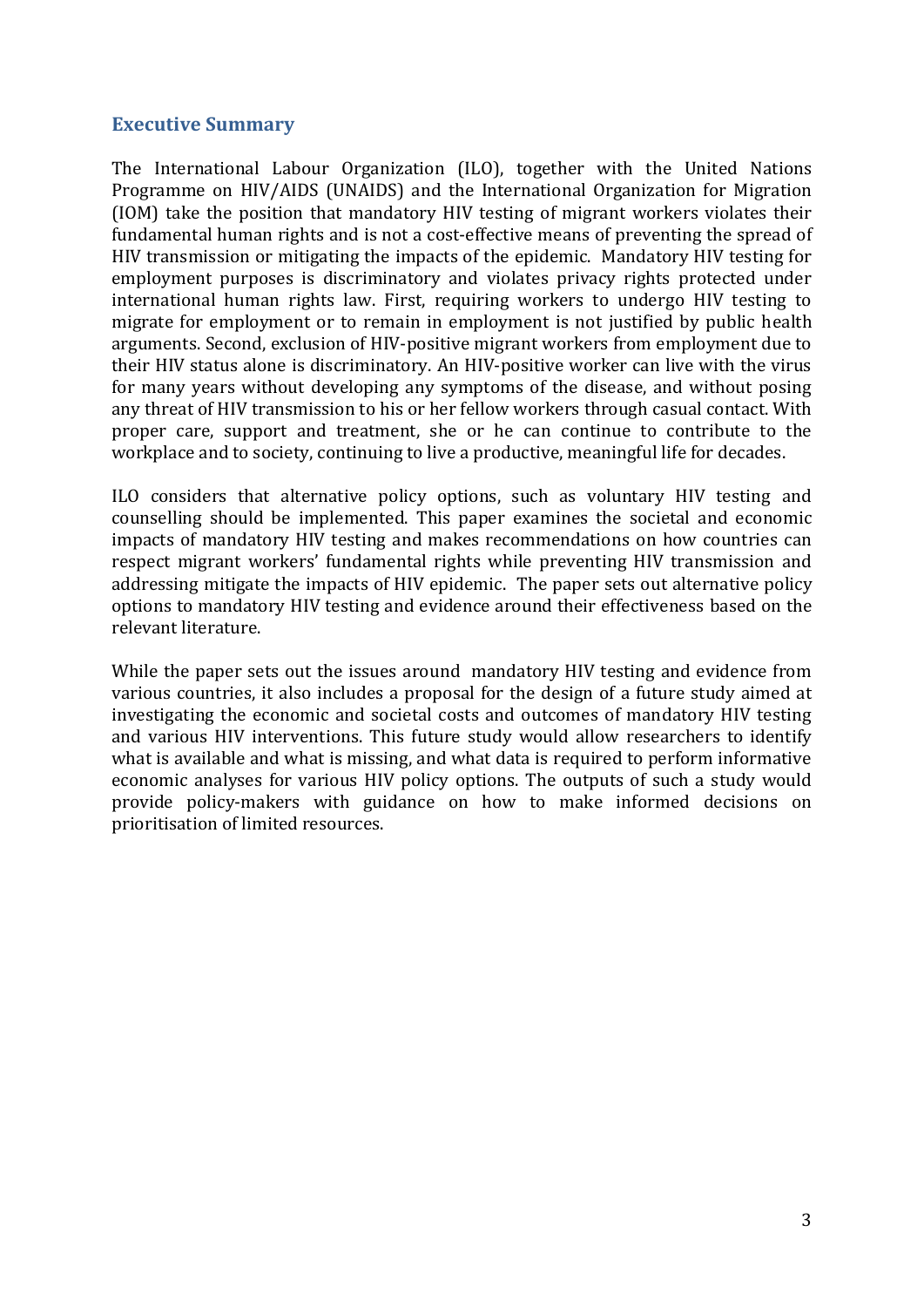## Executive Summary

The International Labour Organization (ILO), together with the United Nations Programme on HIV/AIDS (UNAIDS) and the International Organization for Migration (IOM) take the position that mandatory HIV testing of migrant workers violates their fundamental human rights and is not a cost-effective means of preventing the spread of HIV transmission or mitigating the impacts of the epidemic. Mandatory HIV testing for employment purposes is discriminatory and violates privacy rights protected under international human rights law. First, requiring workers to undergo HIV testing to migrate for employment or to remain in employment is not justified by public health arguments. Second, exclusion of HIV-positive migrant workers from employment due to their HIV status alone is discriminatory. An HIV-positive worker can live with the virus for many years without developing any symptoms of the disease, and without posing any threat of HIV transmission to his or her fellow workers through casual contact. With proper care, support and treatment, she or he can continue to contribute to the workplace and to society, continuing to live a productive, meaningful life for decades.

ILO considers that alternative policy options, such as voluntary HIV testing and counselling should be implemented. This paper examines the societal and economic impacts of mandatory HIV testing and makes recommendations on how countries can respect migrant workers' fundamental rights while preventing HIV transmission and addressing mitigate the impacts of HIV epidemic. The paper sets out alternative policy options to mandatory HIV testing and evidence around their effectiveness based on the relevant literature.

While the paper sets out the issues around mandatory HIV testing and evidence from various countries, it also includes a proposal for the design of a future study aimed at investigating the economic and societal costs and outcomes of mandatory HIV testing and various HIV interventions. This future study would allow researchers to identify what is available and what is missing, and what data is required to perform informative economic analyses for various HIV policy options. The outputs of such a study would provide policy-makers with guidance on how to make informed decisions on prioritisation of limited resources.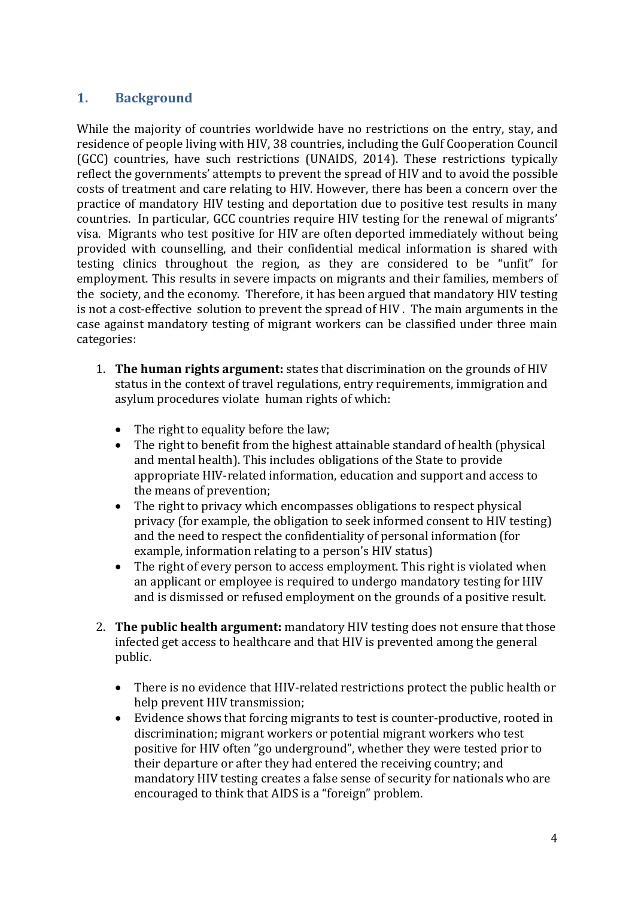## 1. Background

While the majority of countries worldwide have no restrictions on the entry, stay, and residence of people living with HIV, 38 countries, including the Gulf Cooperation Council (GCC) countries, have such restrictions (UNAIDS, 2014). These restrictions typically reflect the governments' attempts to prevent the spread of HIV and to avoid the possible costs of treatment and care relating to HIV. However, there has been a concern over the practice of mandatory HIV testing and deportation due to positive test results in many countries. In particular, GCC countries require HIV testing for the renewal of migrants' visa. Migrants who test positive for HIV are often deported immediately without being provided with counselling, and their confidential medical information is shared with testing clinics throughout the region, as they are considered to be "unfit" for employment. This results in severe impacts on migrants and their families, members of the society, and the economy. Therefore, it has been argued that mandatory HIV testing is not a cost-effective solution to prevent the spread of HIV . The main arguments in the case against mandatory testing of migrant workers can be classified under three main categories:

1. **The human rights argument:** states that discrimination on the grounds of HIV status in the context of travel regulations, entry requirements, immigration and asylum procedures violate human rights of which:
   - The right to equality before the law;
   - The right to benefit from the highest attainable standard of health (physical and mental health). This includes obligations of the State to provide appropriate HIV-related information, education and support and access to the means of prevention;
   - The right to privacy which encompasses obligations to respect physical privacy (for example, the obligation to seek informed consent to HIV testing) and the need to respect the confidentiality of personal information (for example, information relating to a person's HIV status)
   - The right of every person to access employment. This right is violated when an applicant or employee is required to undergo mandatory testing for HIV and is dismissed or refused employment on the grounds of a positive result.

2. **The public health argument:** mandatory HIV testing does not ensure that those infected get access to healthcare and that HIV is prevented among the general public.
   - There is no evidence that HIV-related restrictions protect the public health or help prevent HIV transmission;
   - Evidence shows that forcing migrants to test is counter-productive, rooted in discrimination; migrant workers or potential migrant workers who test positive for HIV often "go underground", whether they were tested prior to their departure or after they had entered the receiving country; and mandatory HIV testing creates a false sense of security for nationals who are encouraged to think that AIDS is a "foreign" problem.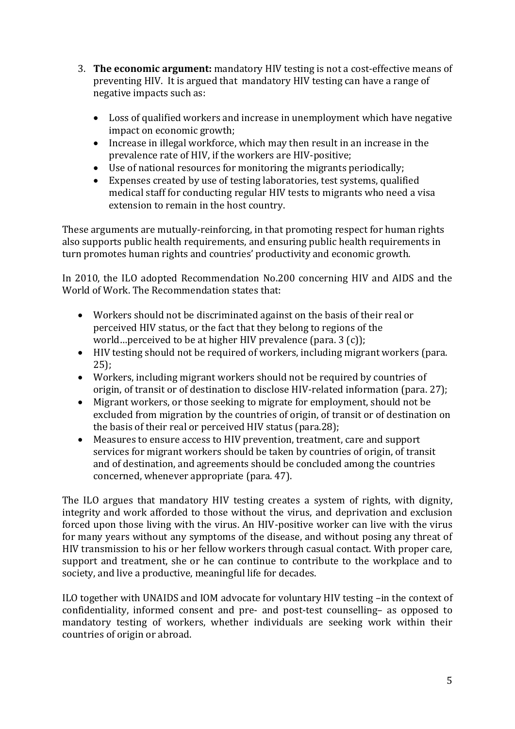3. **The economic argument:** mandatory HIV testing is not a cost-effective means of preventing HIV. It is argued that mandatory HIV testing can have a range of negative impacts such as:

   - Loss of qualified workers and increase in unemployment which have negative impact on economic growth;
   - Increase in illegal workforce, which may then result in an increase in the prevalence rate of HIV, if the workers are HIV-positive;
   - Use of national resources for monitoring the migrants periodically;
   - Expenses created by use of testing laboratories, test systems, qualified medical staff for conducting regular HIV tests to migrants who need a visa extension to remain in the host country.

These arguments are mutually-reinforcing, in that promoting respect for human rights also supports public health requirements, and ensuring public health requirements in turn promotes human rights and countries' productivity and economic growth.

In 2010, the ILO adopted Recommendation No.200 concerning HIV and AIDS and the World of Work. The Recommendation states that:

- Workers should not be discriminated against on the basis of their real or perceived HIV status, or the fact that they belong to regions of the world…perceived to be at higher HIV prevalence (para. 3 (c));
- HIV testing should not be required of workers, including migrant workers (para. 25);
- Workers, including migrant workers should not be required by countries of origin, of transit or of destination to disclose HIV-related information (para. 27);
- Migrant workers, or those seeking to migrate for employment, should not be excluded from migration by the countries of origin, of transit or of destination on the basis of their real or perceived HIV status (para.28);
- Measures to ensure access to HIV prevention, treatment, care and support services for migrant workers should be taken by countries of origin, of transit and of destination, and agreements should be concluded among the countries concerned, whenever appropriate (para. 47).

The ILO argues that mandatory HIV testing creates a system of rights, with dignity, integrity and work afforded to those without the virus, and deprivation and exclusion forced upon those living with the virus. An HIV-positive worker can live with the virus for many years without any symptoms of the disease, and without posing any threat of HIV transmission to his or her fellow workers through casual contact. With proper care, support and treatment, she or he can continue to contribute to the workplace and to society, and live a productive, meaningful life for decades.

ILO together with UNAIDS and IOM advocate for voluntary HIV testing –in the context of confidentiality, informed consent and pre- and post-test counselling– as opposed to mandatory testing of workers, whether individuals are seeking work within their countries of origin or abroad.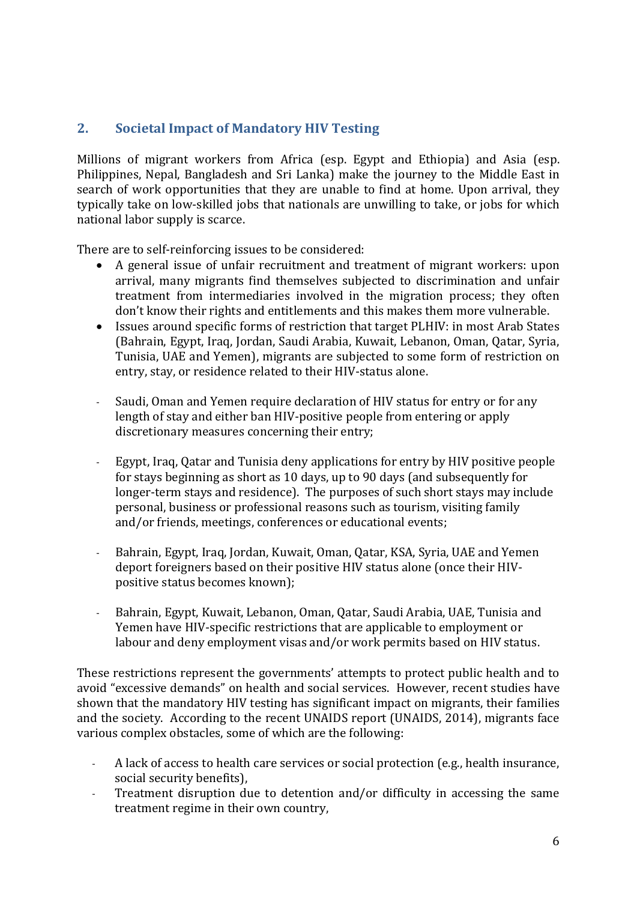## 2. Societal Impact of Mandatory HIV Testing

Millions of migrant workers from Africa (esp. Egypt and Ethiopia) and Asia (esp. Philippines, Nepal, Bangladesh and Sri Lanka) make the journey to the Middle East in search of work opportunities that they are unable to find at home. Upon arrival, they typically take on low-skilled jobs that nationals are unwilling to take, or jobs for which national labor supply is scarce.

There are to self-reinforcing issues to be considered:

- A general issue of unfair recruitment and treatment of migrant workers: upon arrival, many migrants find themselves subjected to discrimination and unfair treatment from intermediaries involved in the migration process; they often don't know their rights and entitlements and this makes them more vulnerable.
- Issues around specific forms of restriction that target PLHIV: in most Arab States (Bahrain, Egypt, Iraq, Jordan, Saudi Arabia, Kuwait, Lebanon, Oman, Qatar, Syria, Tunisia, UAE and Yemen), migrants are subjected to some form of restriction on entry, stay, or residence related to their HIV-status alone.

- Saudi, Oman and Yemen require declaration of HIV status for entry or for any length of stay and either ban HIV-positive people from entering or apply discretionary measures concerning their entry;

- Egypt, Iraq, Qatar and Tunisia deny applications for entry by HIV positive people for stays beginning as short as 10 days, up to 90 days (and subsequently for longer-term stays and residence). The purposes of such short stays may include personal, business or professional reasons such as tourism, visiting family and/or friends, meetings, conferences or educational events;

- Bahrain, Egypt, Iraq, Jordan, Kuwait, Oman, Qatar, KSA, Syria, UAE and Yemen deport foreigners based on their positive HIV status alone (once their HIV-positive status becomes known);

- Bahrain, Egypt, Kuwait, Lebanon, Oman, Qatar, Saudi Arabia, UAE, Tunisia and Yemen have HIV-specific restrictions that are applicable to employment or labour and deny employment visas and/or work permits based on HIV status.

These restrictions represent the governments' attempts to protect public health and to avoid "excessive demands" on health and social services. However, recent studies have shown that the mandatory HIV testing has significant impact on migrants, their families and the society. According to the recent UNAIDS report (UNAIDS, 2014), migrants face various complex obstacles, some of which are the following:

- A lack of access to health care services or social protection (e.g., health insurance, social security benefits),
- Treatment disruption due to detention and/or difficulty in accessing the same treatment regime in their own country,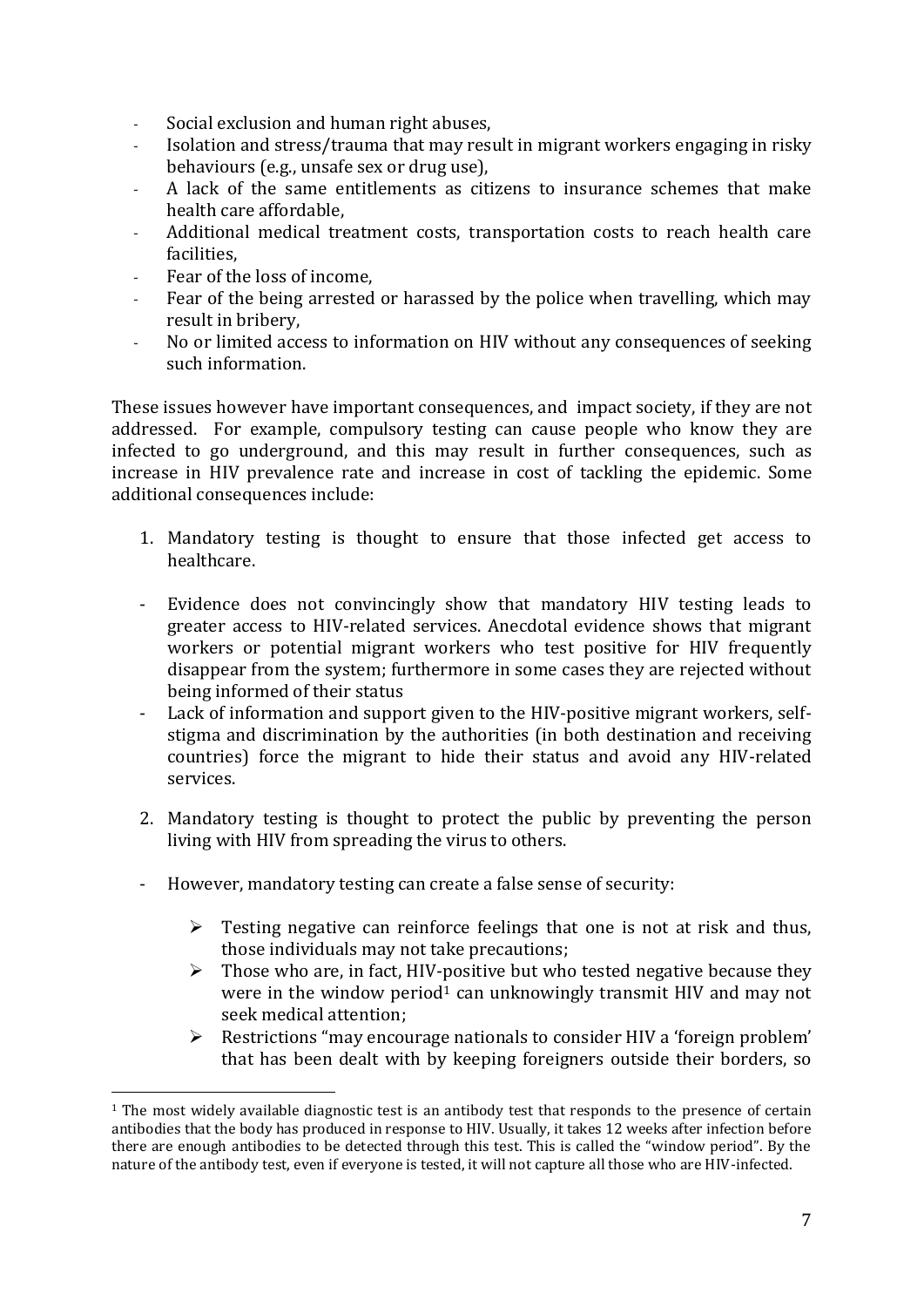- Social exclusion and human right abuses,
- Isolation and stress/trauma that may result in migrant workers engaging in risky behaviours (e.g., unsafe sex or drug use),
- A lack of the same entitlements as citizens to insurance schemes that make health care affordable,
- Additional medical treatment costs, transportation costs to reach health care facilities,
- Fear of the loss of income,
- Fear of the being arrested or harassed by the police when travelling, which may result in bribery,
- No or limited access to information on HIV without any consequences of seeking such information.

These issues however have important consequences, and impact society, if they are not addressed. For example, compulsory testing can cause people who know they are infected to go underground, and this may result in further consequences, such as increase in HIV prevalence rate and increase in cost of tackling the epidemic. Some additional consequences include:

1. Mandatory testing is thought to ensure that those infected get access to healthcare.

- Evidence does not convincingly show that mandatory HIV testing leads to greater access to HIV-related services. Anecdotal evidence shows that migrant workers or potential migrant workers who test positive for HIV frequently disappear from the system; furthermore in some cases they are rejected without being informed of their status
- Lack of information and support given to the HIV-positive migrant workers, self-stigma and discrimination by the authorities (in both destination and receiving countries) force the migrant to hide their status and avoid any HIV-related services.

2. Mandatory testing is thought to protect the public by preventing the person living with HIV from spreading the virus to others.

- However, mandatory testing can create a false sense of security:
  - Testing negative can reinforce feelings that one is not at risk and thus, those individuals may not take precautions;
  - Those who are, in fact, HIV-positive but who tested negative because they were in the window period[1] can unknowingly transmit HIV and may not seek medical attention;
  - Restrictions "may encourage nationals to consider HIV a 'foreign problem' that has been dealt with by keeping foreigners outside their borders, so

[1] The most widely available diagnostic test is an antibody test that responds to the presence of certain antibodies that the body has produced in response to HIV. Usually, it takes 12 weeks after infection before there are enough antibodies to be detected through this test. This is called the "window period". By the nature of the antibody test, even if everyone is tested, it will not capture all those who are HIV-infected.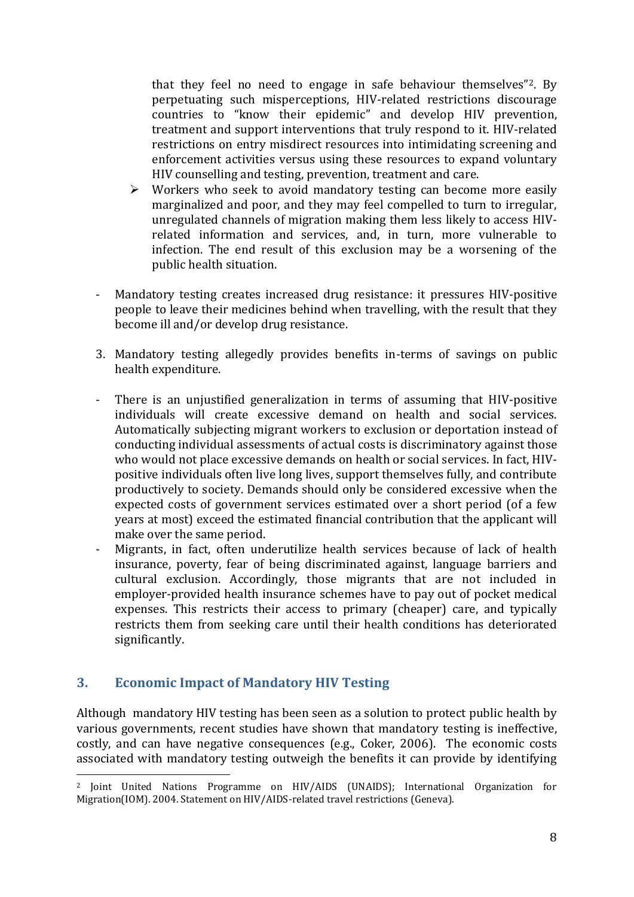that they feel no need to engage in safe behaviour themselves"[2]. By perpetuating such misperceptions, HIV-related restrictions discourage countries to "know their epidemic" and develop HIV prevention, treatment and support interventions that truly respond to it. HIV-related restrictions on entry misdirect resources into intimidating screening and enforcement activities versus using these resources to expand voluntary HIV counselling and testing, prevention, treatment and care.

- Workers who seek to avoid mandatory testing can become more easily marginalized and poor, and they may feel compelled to turn to irregular, unregulated channels of migration making them less likely to access HIV-related information and services, and, in turn, more vulnerable to infection. The end result of this exclusion may be a worsening of the public health situation.

- Mandatory testing creates increased drug resistance: it pressures HIV-positive people to leave their medicines behind when travelling, with the result that they become ill and/or develop drug resistance.

3. Mandatory testing allegedly provides benefits in-terms of savings on public health expenditure.

- There is an unjustified generalization in terms of assuming that HIV-positive individuals will create excessive demand on health and social services. Automatically subjecting migrant workers to exclusion or deportation instead of conducting individual assessments of actual costs is discriminatory against those who would not place excessive demands on health or social services. In fact, HIV-positive individuals often live long lives, support themselves fully, and contribute productively to society. Demands should only be considered excessive when the expected costs of government services estimated over a short period (of a few years at most) exceed the estimated financial contribution that the applicant will make over the same period.
- Migrants, in fact, often underutilize health services because of lack of health insurance, poverty, fear of being discriminated against, language barriers and cultural exclusion. Accordingly, those migrants that are not included in employer-provided health insurance schemes have to pay out of pocket medical expenses. This restricts their access to primary (cheaper) care, and typically restricts them from seeking care until their health conditions has deteriorated significantly.

## 3. Economic Impact of Mandatory HIV Testing

Although mandatory HIV testing has been seen as a solution to protect public health by various governments, recent studies have shown that mandatory testing is ineffective, costly, and can have negative consequences (e.g., Coker, 2006). The economic costs associated with mandatory testing outweigh the benefits it can provide by identifying

[2] Joint United Nations Programme on HIV/AIDS (UNAIDS); International Organization for Migration(IOM). 2004. Statement on HIV/AIDS-related travel restrictions (Geneva).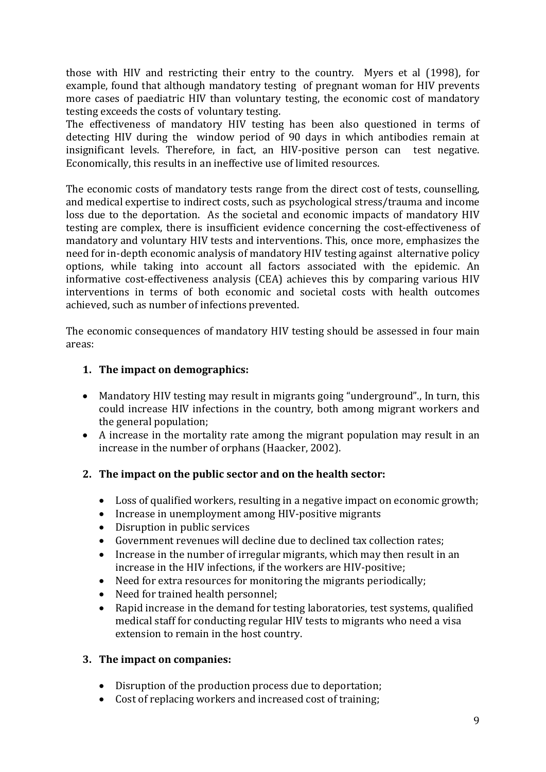those with HIV and restricting their entry to the country. Myers et al (1998), for example, found that although mandatory testing of pregnant woman for HIV prevents more cases of paediatric HIV than voluntary testing, the economic cost of mandatory testing exceeds the costs of voluntary testing.
The effectiveness of mandatory HIV testing has been also questioned in terms of detecting HIV during the window period of 90 days in which antibodies remain at insignificant levels. Therefore, in fact, an HIV-positive person can test negative. Economically, this results in an ineffective use of limited resources.

The economic costs of mandatory tests range from the direct cost of tests, counselling, and medical expertise to indirect costs, such as psychological stress/trauma and income loss due to the deportation. As the societal and economic impacts of mandatory HIV testing are complex, there is insufficient evidence concerning the cost-effectiveness of mandatory and voluntary HIV tests and interventions. This, once more, emphasizes the need for in-depth economic analysis of mandatory HIV testing against alternative policy options, while taking into account all factors associated with the epidemic. An informative cost-effectiveness analysis (CEA) achieves this by comparing various HIV interventions in terms of both economic and societal costs with health outcomes achieved, such as number of infections prevented.

The economic consequences of mandatory HIV testing should be assessed in four main areas:

1. **The impact on demographics:**

- Mandatory HIV testing may result in migrants going "underground"., In turn, this could increase HIV infections in the country, both among migrant workers and the general population;
- A increase in the mortality rate among the migrant population may result in an increase in the number of orphans (Haacker, 2002).

2. **The impact on the public sector and on the health sector:**

- Loss of qualified workers, resulting in a negative impact on economic growth;
- Increase in unemployment among HIV-positive migrants
- Disruption in public services
- Government revenues will decline due to declined tax collection rates;
- Increase in the number of irregular migrants, which may then result in an increase in the HIV infections, if the workers are HIV-positive;
- Need for extra resources for monitoring the migrants periodically;
- Need for trained health personnel;
- Rapid increase in the demand for testing laboratories, test systems, qualified medical staff for conducting regular HIV tests to migrants who need a visa extension to remain in the host country.

3. **The impact on companies:**

- Disruption of the production process due to deportation;
- Cost of replacing workers and increased cost of training;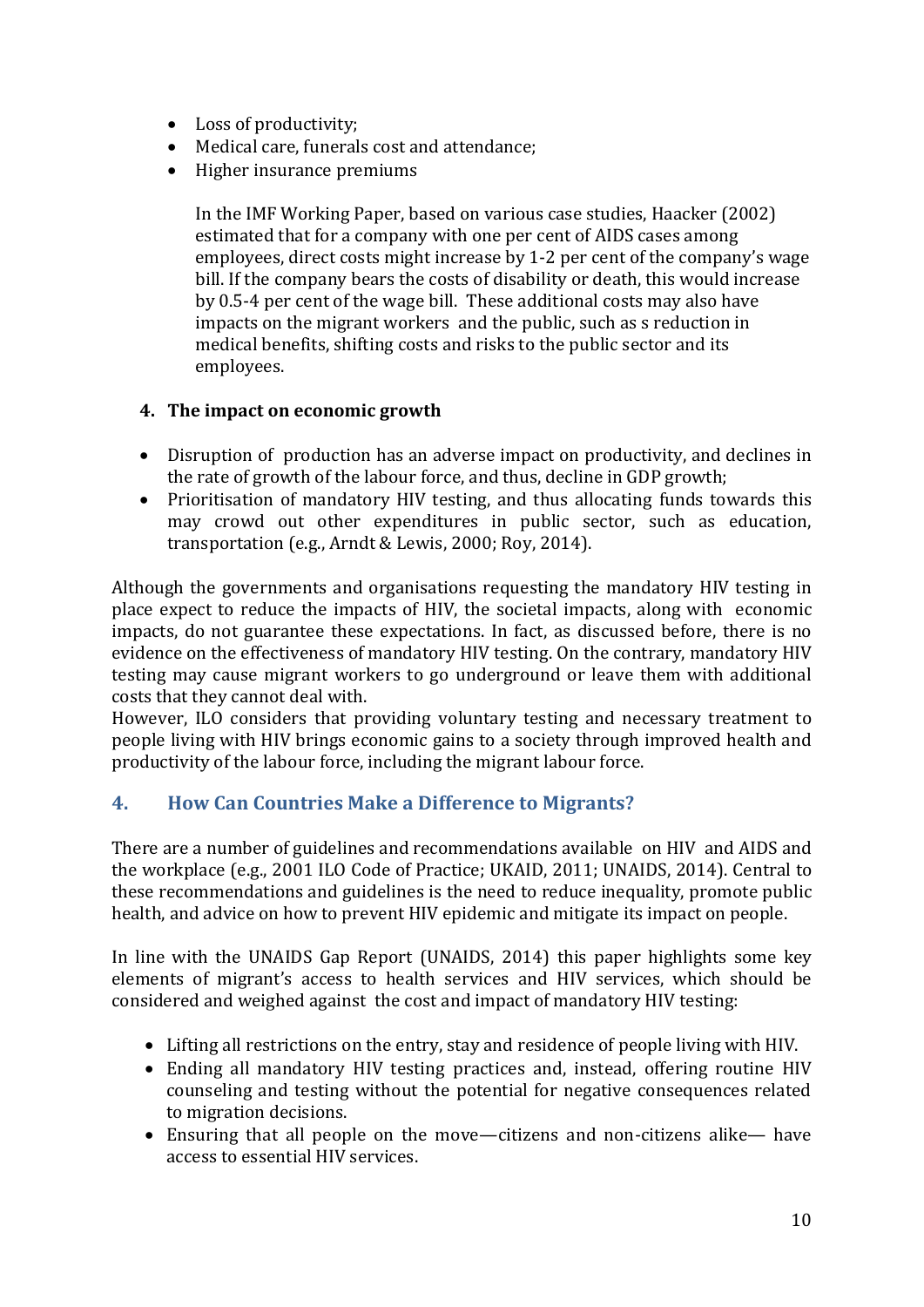- Loss of productivity;
- Medical care, funerals cost and attendance;
- Higher insurance premiums

  In the IMF Working Paper, based on various case studies, Haacker (2002) estimated that for a company with one per cent of AIDS cases among employees, direct costs might increase by 1-2 per cent of the company's wage bill. If the company bears the costs of disability or death, this would increase by 0.5-4 per cent of the wage bill. These additional costs may also have impacts on the migrant workers and the public, such as s reduction in medical benefits, shifting costs and risks to the public sector and its employees.

**4. The impact on economic growth**

- Disruption of production has an adverse impact on productivity, and declines in the rate of growth of the labour force, and thus, decline in GDP growth;
- Prioritisation of mandatory HIV testing, and thus allocating funds towards this may crowd out other expenditures in public sector, such as education, transportation (e.g., Arndt & Lewis, 2000; Roy, 2014).

Although the governments and organisations requesting the mandatory HIV testing in place expect to reduce the impacts of HIV, the societal impacts, along with economic impacts, do not guarantee these expectations. In fact, as discussed before, there is no evidence on the effectiveness of mandatory HIV testing. On the contrary, mandatory HIV testing may cause migrant workers to go underground or leave them with additional costs that they cannot deal with.
However, ILO considers that providing voluntary testing and necessary treatment to people living with HIV brings economic gains to a society through improved health and productivity of the labour force, including the migrant labour force.

## 4. How Can Countries Make a Difference to Migrants?

There are a number of guidelines and recommendations available on HIV and AIDS and the workplace (e.g., 2001 ILO Code of Practice; UKAID, 2011; UNAIDS, 2014). Central to these recommendations and guidelines is the need to reduce inequality, promote public health, and advice on how to prevent HIV epidemic and mitigate its impact on people.

In line with the UNAIDS Gap Report (UNAIDS, 2014) this paper highlights some key elements of migrant's access to health services and HIV services, which should be considered and weighed against the cost and impact of mandatory HIV testing:

- Lifting all restrictions on the entry, stay and residence of people living with HIV.
- Ending all mandatory HIV testing practices and, instead, offering routine HIV counseling and testing without the potential for negative consequences related to migration decisions.
- Ensuring that all people on the move—citizens and non-citizens alike— have access to essential HIV services.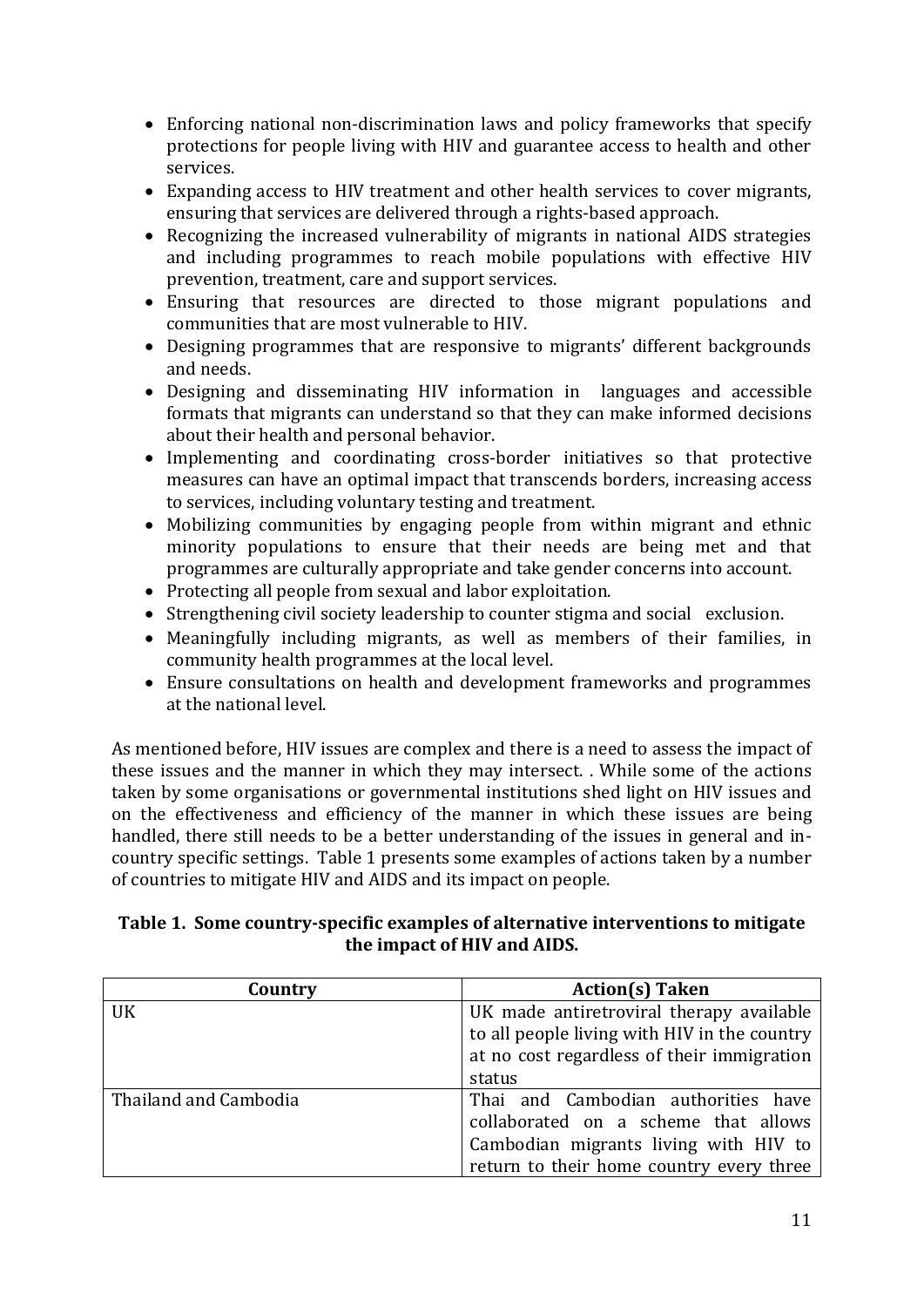- Enforcing national non-discrimination laws and policy frameworks that specify protections for people living with HIV and guarantee access to health and other services.
- Expanding access to HIV treatment and other health services to cover migrants, ensuring that services are delivered through a rights-based approach.
- Recognizing the increased vulnerability of migrants in national AIDS strategies and including programmes to reach mobile populations with effective HIV prevention, treatment, care and support services.
- Ensuring that resources are directed to those migrant populations and communities that are most vulnerable to HIV.
- Designing programmes that are responsive to migrants' different backgrounds and needs.
- Designing and disseminating HIV information in languages and accessible formats that migrants can understand so that they can make informed decisions about their health and personal behavior.
- Implementing and coordinating cross-border initiatives so that protective measures can have an optimal impact that transcends borders, increasing access to services, including voluntary testing and treatment.
- Mobilizing communities by engaging people from within migrant and ethnic minority populations to ensure that their needs are being met and that programmes are culturally appropriate and take gender concerns into account.
- Protecting all people from sexual and labor exploitation.
- Strengthening civil society leadership to counter stigma and social exclusion.
- Meaningfully including migrants, as well as members of their families, in community health programmes at the local level.
- Ensure consultations on health and development frameworks and programmes at the national level.

As mentioned before, HIV issues are complex and there is a need to assess the impact of these issues and the manner in which they may intersect. . While some of the actions taken by some organisations or governmental institutions shed light on HIV issues and on the effectiveness and efficiency of the manner in which these issues are being handled, there still needs to be a better understanding of the issues in general and in-country specific settings. Table 1 presents some examples of actions taken by a number of countries to mitigate HIV and AIDS and its impact on people.

**Table 1. Some country-specific examples of alternative interventions to mitigate the impact of HIV and AIDS.**

| Country | Action(s) Taken |
|---|---|
| UK | UK made antiretroviral therapy available to all people living with HIV in the country at no cost regardless of their immigration status |
| Thailand and Cambodia | Thai and Cambodian authorities have collaborated on a scheme that allows Cambodian migrants living with HIV to return to their home country every three |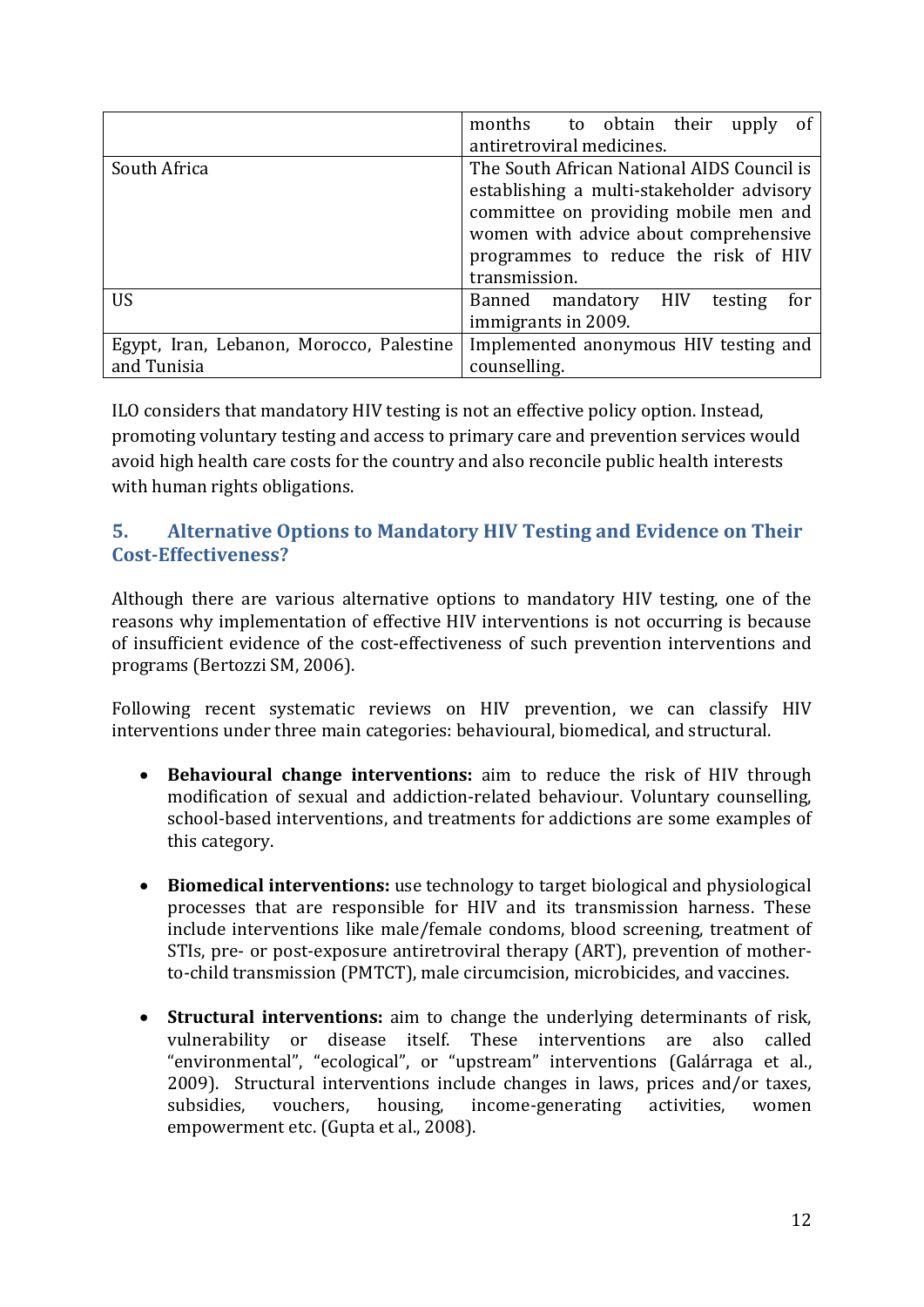| | |
|---|---|
| | months to obtain their upply of antiretroviral medicines. |
| South Africa | The South African National AIDS Council is establishing a multi-stakeholder advisory committee on providing mobile men and women with advice about comprehensive programmes to reduce the risk of HIV transmission. |
| US | Banned mandatory HIV testing for immigrants in 2009. |
| Egypt, Iran, Lebanon, Morocco, Palestine and Tunisia | Implemented anonymous HIV testing and counselling. |

ILO considers that mandatory HIV testing is not an effective policy option. Instead, promoting voluntary testing and access to primary care and prevention services would avoid high health care costs for the country and also reconcile public health interests with human rights obligations.

## 5. Alternative Options to Mandatory HIV Testing and Evidence on Their Cost-Effectiveness?

Although there are various alternative options to mandatory HIV testing, one of the reasons why implementation of effective HIV interventions is not occurring is because of insufficient evidence of the cost-effectiveness of such prevention interventions and programs (Bertozzi SM, 2006).

Following recent systematic reviews on HIV prevention, we can classify HIV interventions under three main categories: behavioural, biomedical, and structural.

- **Behavioural change interventions:** aim to reduce the risk of HIV through modification of sexual and addiction-related behaviour. Voluntary counselling, school-based interventions, and treatments for addictions are some examples of this category.

- **Biomedical interventions:** use technology to target biological and physiological processes that are responsible for HIV and its transmission harness. These include interventions like male/female condoms, blood screening, treatment of STIs, pre- or post-exposure antiretroviral therapy (ART), prevention of mother-to-child transmission (PMTCT), male circumcision, microbicides, and vaccines.

- **Structural interventions:** aim to change the underlying determinants of risk, vulnerability or disease itself. These interventions are also called "environmental", "ecological", or "upstream" interventions (Galárraga et al., 2009). Structural interventions include changes in laws, prices and/or taxes, subsidies, vouchers, housing, income-generating activities, women empowerment etc. (Gupta et al., 2008).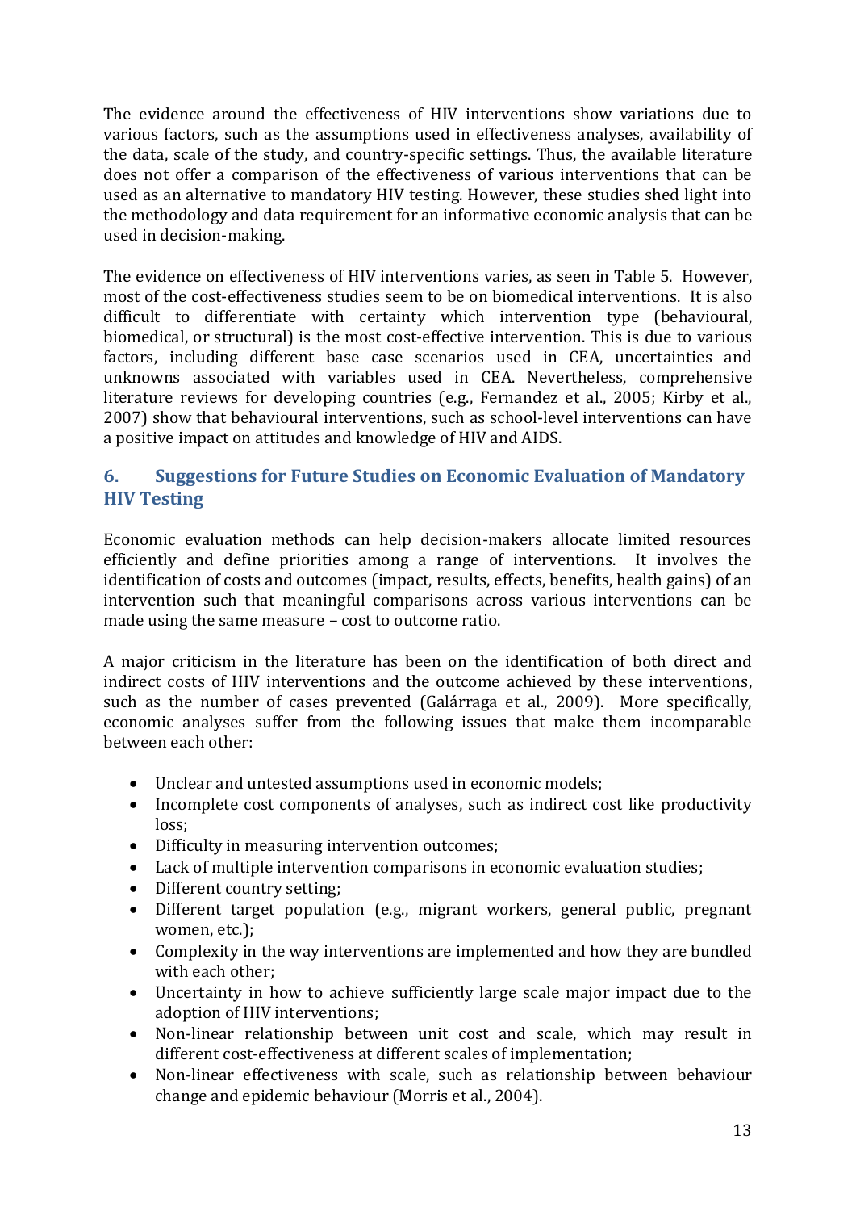The evidence around the effectiveness of HIV interventions show variations due to various factors, such as the assumptions used in effectiveness analyses, availability of the data, scale of the study, and country-specific settings. Thus, the available literature does not offer a comparison of the effectiveness of various interventions that can be used as an alternative to mandatory HIV testing. However, these studies shed light into the methodology and data requirement for an informative economic analysis that can be used in decision-making.

The evidence on effectiveness of HIV interventions varies, as seen in Table 5. However, most of the cost-effectiveness studies seem to be on biomedical interventions. It is also difficult to differentiate with certainty which intervention type (behavioural, biomedical, or structural) is the most cost-effective intervention. This is due to various factors, including different base case scenarios used in CEA, uncertainties and unknowns associated with variables used in CEA. Nevertheless, comprehensive literature reviews for developing countries (e.g., Fernandez et al., 2005; Kirby et al., 2007) show that behavioural interventions, such as school-level interventions can have a positive impact on attitudes and knowledge of HIV and AIDS.

## 6. Suggestions for Future Studies on Economic Evaluation of Mandatory HIV Testing

Economic evaluation methods can help decision-makers allocate limited resources efficiently and define priorities among a range of interventions. It involves the identification of costs and outcomes (impact, results, effects, benefits, health gains) of an intervention such that meaningful comparisons across various interventions can be made using the same measure – cost to outcome ratio.

A major criticism in the literature has been on the identification of both direct and indirect costs of HIV interventions and the outcome achieved by these interventions, such as the number of cases prevented (Galárraga et al., 2009). More specifically, economic analyses suffer from the following issues that make them incomparable between each other:

- Unclear and untested assumptions used in economic models;
- Incomplete cost components of analyses, such as indirect cost like productivity loss;
- Difficulty in measuring intervention outcomes;
- Lack of multiple intervention comparisons in economic evaluation studies;
- Different country setting;
- Different target population (e.g., migrant workers, general public, pregnant women, etc.);
- Complexity in the way interventions are implemented and how they are bundled with each other;
- Uncertainty in how to achieve sufficiently large scale major impact due to the adoption of HIV interventions;
- Non-linear relationship between unit cost and scale, which may result in different cost-effectiveness at different scales of implementation;
- Non-linear effectiveness with scale, such as relationship between behaviour change and epidemic behaviour (Morris et al., 2004).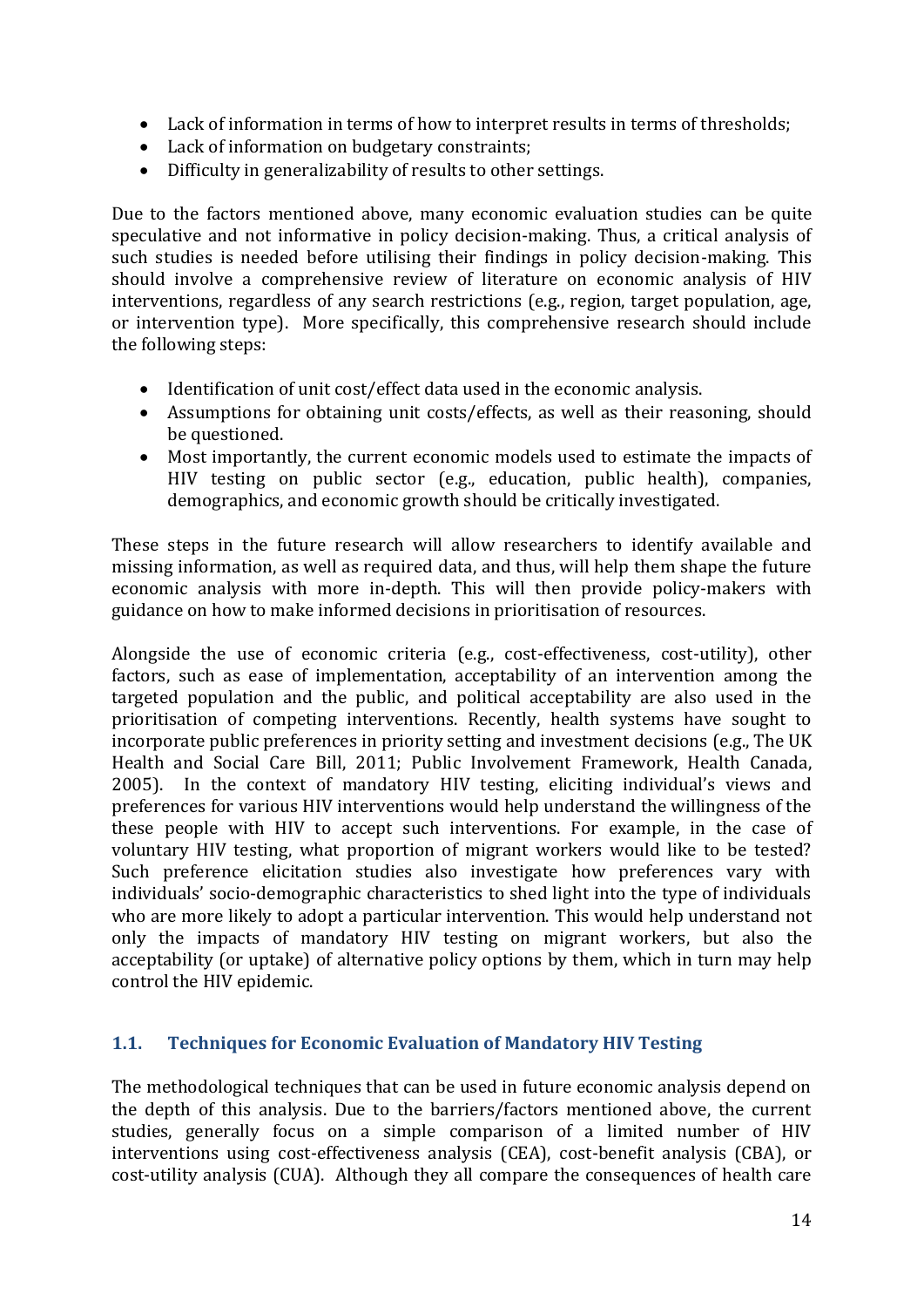- Lack of information in terms of how to interpret results in terms of thresholds;
- Lack of information on budgetary constraints;
- Difficulty in generalizability of results to other settings.

Due to the factors mentioned above, many economic evaluation studies can be quite speculative and not informative in policy decision-making. Thus, a critical analysis of such studies is needed before utilising their findings in policy decision-making. This should involve a comprehensive review of literature on economic analysis of HIV interventions, regardless of any search restrictions (e.g., region, target population, age, or intervention type). More specifically, this comprehensive research should include the following steps:

- Identification of unit cost/effect data used in the economic analysis.
- Assumptions for obtaining unit costs/effects, as well as their reasoning, should be questioned.
- Most importantly, the current economic models used to estimate the impacts of HIV testing on public sector (e.g., education, public health), companies, demographics, and economic growth should be critically investigated.

These steps in the future research will allow researchers to identify available and missing information, as well as required data, and thus, will help them shape the future economic analysis with more in-depth. This will then provide policy-makers with guidance on how to make informed decisions in prioritisation of resources.

Alongside the use of economic criteria (e.g., cost-effectiveness, cost-utility), other factors, such as ease of implementation, acceptability of an intervention among the targeted population and the public, and political acceptability are also used in the prioritisation of competing interventions. Recently, health systems have sought to incorporate public preferences in priority setting and investment decisions (e.g., The UK Health and Social Care Bill, 2011; Public Involvement Framework, Health Canada, 2005). In the context of mandatory HIV testing, eliciting individual's views and preferences for various HIV interventions would help understand the willingness of the these people with HIV to accept such interventions. For example, in the case of voluntary HIV testing, what proportion of migrant workers would like to be tested? Such preference elicitation studies also investigate how preferences vary with individuals' socio-demographic characteristics to shed light into the type of individuals who are more likely to adopt a particular intervention. This would help understand not only the impacts of mandatory HIV testing on migrant workers, but also the acceptability (or uptake) of alternative policy options by them, which in turn may help control the HIV epidemic.

## 1.1. Techniques for Economic Evaluation of Mandatory HIV Testing

The methodological techniques that can be used in future economic analysis depend on the depth of this analysis. Due to the barriers/factors mentioned above, the current studies, generally focus on a simple comparison of a limited number of HIV interventions using cost-effectiveness analysis (CEA), cost-benefit analysis (CBA), or cost-utility analysis (CUA). Although they all compare the consequences of health care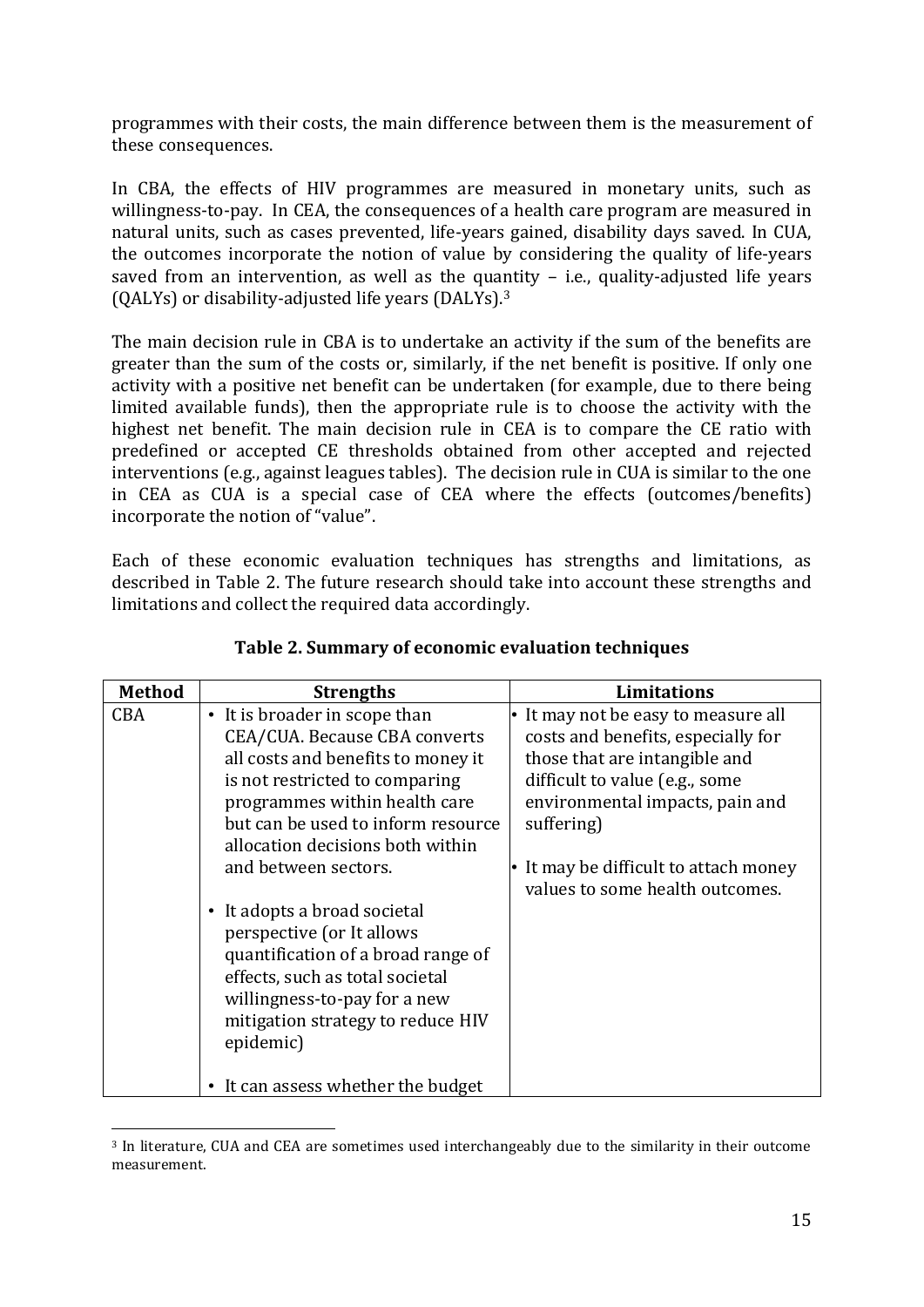programmes with their costs, the main difference between them is the measurement of these consequences.

In CBA, the effects of HIV programmes are measured in monetary units, such as willingness-to-pay. In CEA, the consequences of a health care program are measured in natural units, such as cases prevented, life-years gained, disability days saved. In CUA, the outcomes incorporate the notion of value by considering the quality of life-years saved from an intervention, as well as the quantity – i.e., quality-adjusted life years (QALYs) or disability-adjusted life years (DALYs).[3]

The main decision rule in CBA is to undertake an activity if the sum of the benefits are greater than the sum of the costs or, similarly, if the net benefit is positive. If only one activity with a positive net benefit can be undertaken (for example, due to there being limited available funds), then the appropriate rule is to choose the activity with the highest net benefit. The main decision rule in CEA is to compare the CE ratio with predefined or accepted CE thresholds obtained from other accepted and rejected interventions (e.g., against leagues tables). The decision rule in CUA is similar to the one in CEA as CUA is a special case of CEA where the effects (outcomes/benefits) incorporate the notion of "value".

Each of these economic evaluation techniques has strengths and limitations, as described in Table 2. The future research should take into account these strengths and limitations and collect the required data accordingly.

**Table 2. Summary of economic evaluation techniques**

| Method | Strengths | Limitations |
|---|---|---|
| CBA | • It is broader in scope than CEA/CUA. Because CBA converts all costs and benefits to money it is not restricted to comparing programmes within health care but can be used to inform resource allocation decisions both within and between sectors. <br><br> • It adopts a broad societal perspective (or It allows quantification of a broad range of effects, such as total societal willingness-to-pay for a new mitigation strategy to reduce HIV epidemic) <br><br> • It can assess whether the budget | • It may not be easy to measure all costs and benefits, especially for those that are intangible and difficult to value (e.g., some environmental impacts, pain and suffering) <br><br> • It may be difficult to attach money values to some health outcomes. |

[3] In literature, CUA and CEA are sometimes used interchangeably due to the similarity in their outcome measurement.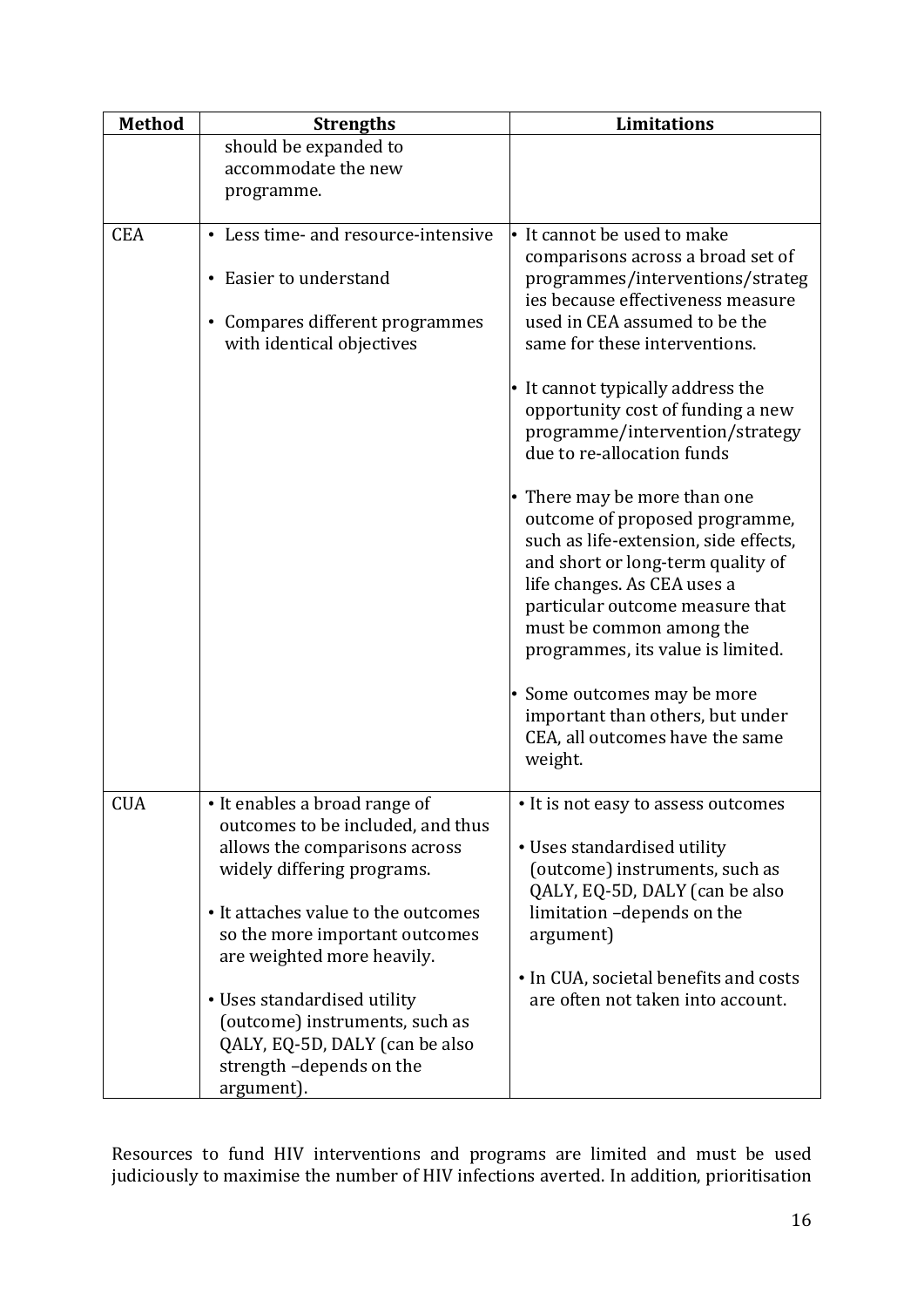| Method | Strengths | Limitations |
|---|---|---|
| | should be expanded to accommodate the new programme. | |
| CEA | • Less time- and resource-intensive<br>• Easier to understand<br>• Compares different programmes with identical objectives | • It cannot be used to make comparisons across a broad set of programmes/interventions/strategies because effectiveness measure used in CEA assumed to be the same for these interventions.<br>• It cannot typically address the opportunity cost of funding a new programme/intervention/strategy due to re-allocation funds<br>• There may be more than one outcome of proposed programme, such as life-extension, side effects, and short or long-term quality of life changes. As CEA uses a particular outcome measure that must be common among the programmes, its value is limited.<br>• Some outcomes may be more important than others, but under CEA, all outcomes have the same weight. |
| CUA | • It enables a broad range of outcomes to be included, and thus allows the comparisons across widely differing programs.<br>• It attaches value to the outcomes so the more important outcomes are weighted more heavily.<br>• Uses standardised utility (outcome) instruments, such as QALY, EQ-5D, DALY (can be also strength –depends on the argument). | • It is not easy to assess outcomes<br>• Uses standardised utility (outcome) instruments, such as QALY, EQ-5D, DALY (can be also limitation –depends on the argument)<br>• In CUA, societal benefits and costs are often not taken into account. |

Resources to fund HIV interventions and programs are limited and must be used judiciously to maximise the number of HIV infections averted. In addition, prioritisation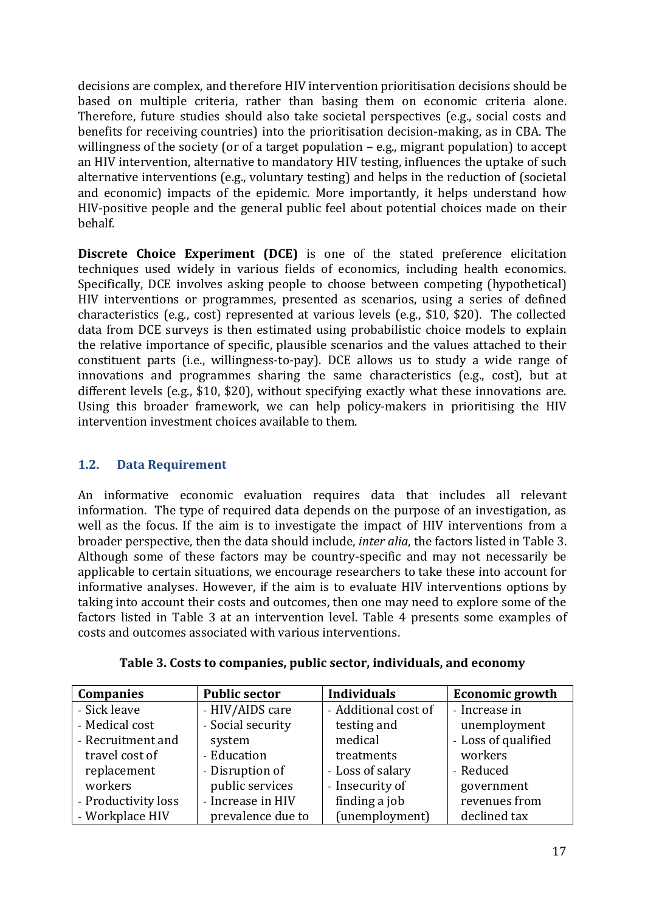decisions are complex, and therefore HIV intervention prioritisation decisions should be based on multiple criteria, rather than basing them on economic criteria alone. Therefore, future studies should also take societal perspectives (e.g., social costs and benefits for receiving countries) into the prioritisation decision-making, as in CBA. The willingness of the society (or of a target population – e.g., migrant population) to accept an HIV intervention, alternative to mandatory HIV testing, influences the uptake of such alternative interventions (e.g., voluntary testing) and helps in the reduction of (societal and economic) impacts of the epidemic. More importantly, it helps understand how HIV-positive people and the general public feel about potential choices made on their behalf.

**Discrete Choice Experiment (DCE)** is one of the stated preference elicitation techniques used widely in various fields of economics, including health economics. Specifically, DCE involves asking people to choose between competing (hypothetical) HIV interventions or programmes, presented as scenarios, using a series of defined characteristics (e.g., cost) represented at various levels (e.g., \$10, \$20). The collected data from DCE surveys is then estimated using probabilistic choice models to explain the relative importance of specific, plausible scenarios and the values attached to their constituent parts (i.e., willingness-to-pay). DCE allows us to study a wide range of innovations and programmes sharing the same characteristics (e.g., cost), but at different levels (e.g., \$10, \$20), without specifying exactly what these innovations are. Using this broader framework, we can help policy-makers in prioritising the HIV intervention investment choices available to them.

## 1.2. Data Requirement

An informative economic evaluation requires data that includes all relevant information. The type of required data depends on the purpose of an investigation, as well as the focus. If the aim is to investigate the impact of HIV interventions from a broader perspective, then the data should include, *inter alia*, the factors listed in Table 3. Although some of these factors may be country-specific and may not necessarily be applicable to certain situations, we encourage researchers to take these into account for informative analyses. However, if the aim is to evaluate HIV interventions options by taking into account their costs and outcomes, then one may need to explore some of the factors listed in Table 3 at an intervention level. Table 4 presents some examples of costs and outcomes associated with various interventions.

**Table 3. Costs to companies, public sector, individuals, and economy**

| Companies | Public sector | Individuals | Economic growth |
|---|---|---|---|
| - Sick leave<br>- Medical cost<br>- Recruitment and travel cost of replacement workers<br>- Productivity loss<br>- Workplace HIV | - HIV/AIDS care<br>- Social security system<br>- Education<br>- Disruption of public services<br>- Increase in HIV prevalence due to | - Additional cost of testing and medical treatments<br>- Loss of salary<br>- Insecurity of finding a job (unemployment) | - Increase in unemployment<br>- Loss of qualified workers<br>- Reduced government revenues from declined tax |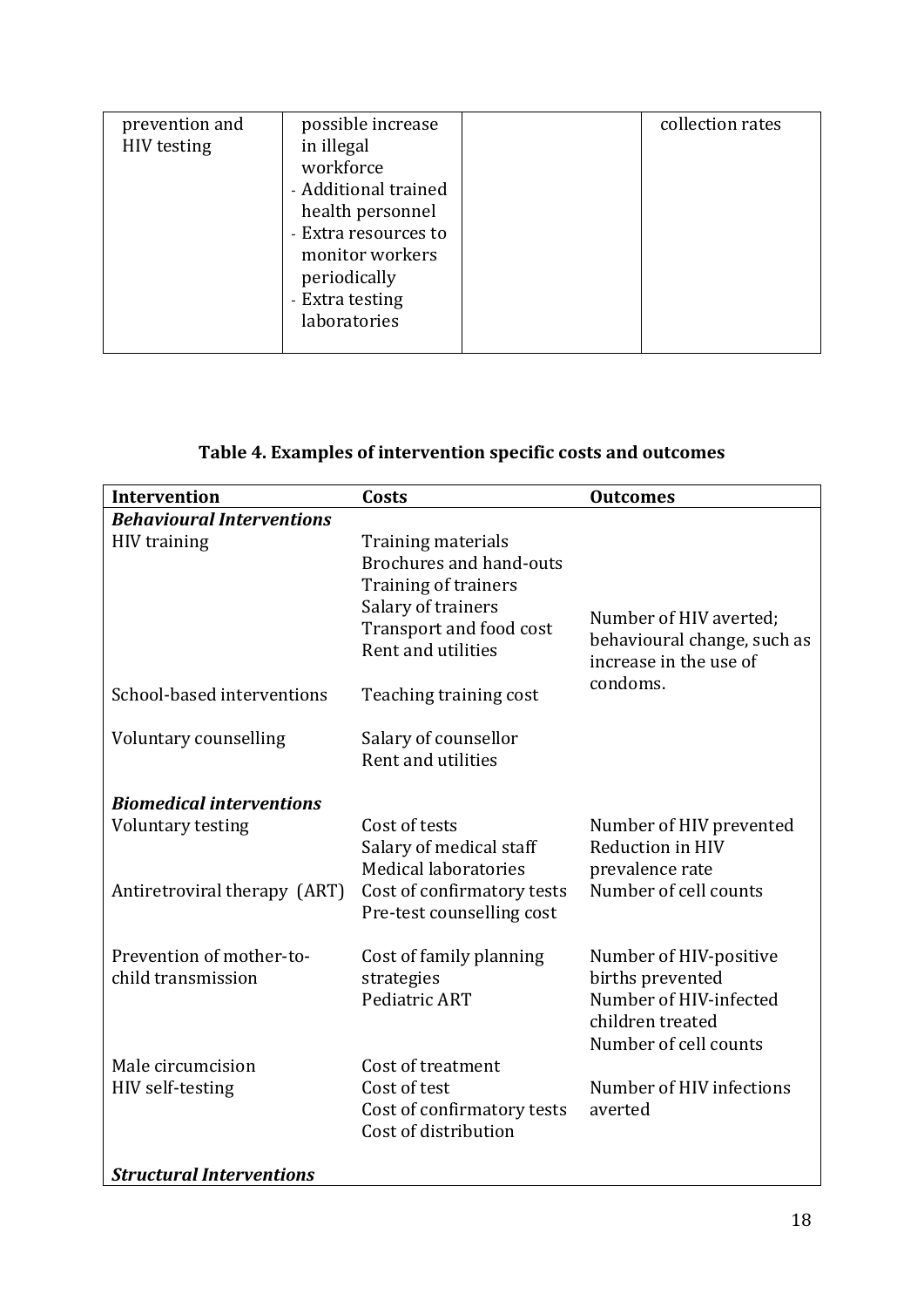| prevention and HIV testing | possible increase in illegal workforce<br>- Additional trained health personnel<br>- Extra resources to monitor workers periodically<br>- Extra testing laboratories | | collection rates |
|---|---|---|---|

**Table 4. Examples of intervention specific costs and outcomes**

| Intervention | Costs | Outcomes |
|---|---|---|
| ***Behavioural Interventions*** | | |
| HIV training | Training materials<br>Brochures and hand-outs<br>Training of trainers<br>Salary of trainers<br>Transport and food cost<br>Rent and utilities | Number of HIV averted; behavioural change, such as increase in the use of condoms. |
| School-based interventions | Teaching training cost | |
| Voluntary counselling | Salary of counsellor<br>Rent and utilities | |
| ***Biomedical interventions*** | | |
| Voluntary testing | Cost of tests<br>Salary of medical staff<br>Medical laboratories | Number of HIV prevented<br>Reduction in HIV prevalence rate |
| Antiretroviral therapy (ART) | Cost of confirmatory tests<br>Pre-test counselling cost | Number of cell counts |
| Prevention of mother-to-child transmission | Cost of family planning strategies<br>Pediatric ART | Number of HIV-positive births prevented<br>Number of HIV-infected children treated<br>Number of cell counts |
| Male circumcision | Cost of treatment | |
| HIV self-testing | Cost of test<br>Cost of confirmatory tests<br>Cost of distribution | Number of HIV infections averted |
| ***Structural Interventions*** | | |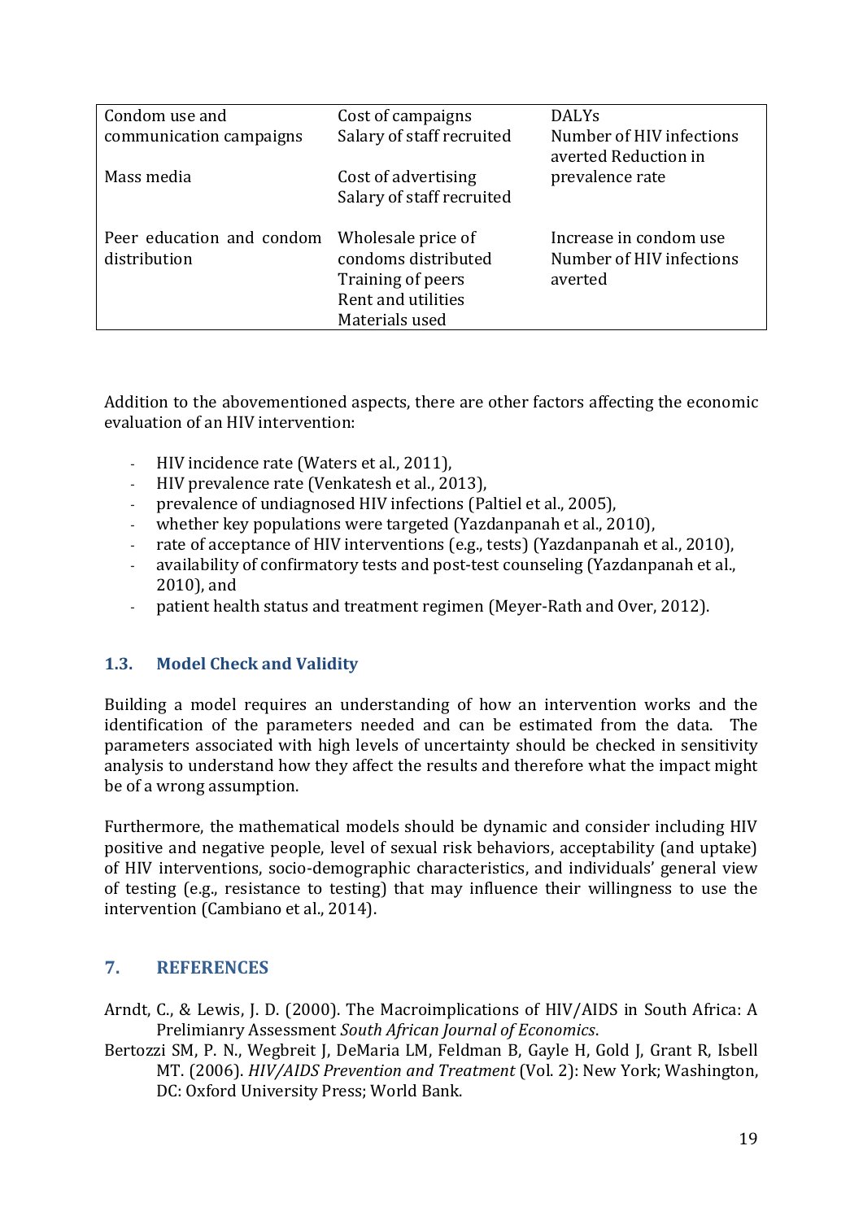| | | |
|---|---|---|
| Condom use and communication campaigns | Cost of campaigns<br>Salary of staff recruited | DALYs<br>Number of HIV infections averted Reduction in prevalence rate |
| Mass media | Cost of advertising<br>Salary of staff recruited | |
| Peer education and condom distribution | Wholesale price of condoms distributed<br>Training of peers<br>Rent and utilities<br>Materials used | Increase in condom use<br>Number of HIV infections averted |

Addition to the abovementioned aspects, there are other factors affecting the economic evaluation of an HIV intervention:

- HIV incidence rate (Waters et al., 2011),
- HIV prevalence rate (Venkatesh et al., 2013),
- prevalence of undiagnosed HIV infections (Paltiel et al., 2005),
- whether key populations were targeted (Yazdanpanah et al., 2010),
- rate of acceptance of HIV interventions (e.g., tests) (Yazdanpanah et al., 2010),
- availability of confirmatory tests and post-test counseling (Yazdanpanah et al., 2010), and
- patient health status and treatment regimen (Meyer-Rath and Over, 2012).

### 1.3. Model Check and Validity

Building a model requires an understanding of how an intervention works and the identification of the parameters needed and can be estimated from the data. The parameters associated with high levels of uncertainty should be checked in sensitivity analysis to understand how they affect the results and therefore what the impact might be of a wrong assumption.

Furthermore, the mathematical models should be dynamic and consider including HIV positive and negative people, level of sexual risk behaviors, acceptability (and uptake) of HIV interventions, socio-demographic characteristics, and individuals' general view of testing (e.g., resistance to testing) that may influence their willingness to use the intervention (Cambiano et al., 2014).

## 7. REFERENCES

Arndt, C., & Lewis, J. D. (2000). The Macroimplications of HIV/AIDS in South Africa: A Preliminiary Assessment *South African Journal of Economics*.

Bertozzi SM, P. N., Wegbreit J, DeMaria LM, Feldman B, Gayle H, Gold J, Grant R, Isbell MT. (2006). *HIV/AIDS Prevention and Treatment* (Vol. 2): New York; Washington, DC: Oxford University Press; World Bank.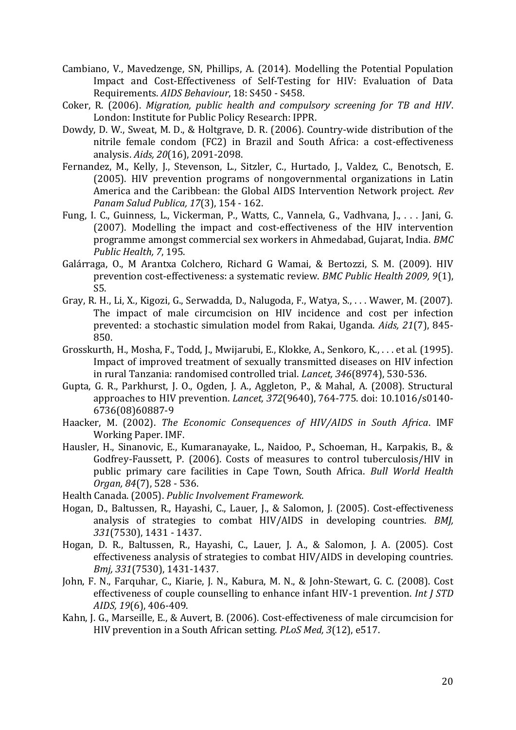Cambiano, V., Mavedzenge, SN, Phillips, A. (2014). Modelling the Potential Population Impact and Cost-Effectiveness of Self-Testing for HIV: Evaluation of Data Requirements. *AIDS Behaviour*, 18: S450 - S458.

Coker, R. (2006). *Migration, public health and compulsory screening for TB and HIV*. London: Institute for Public Policy Research: IPPR.

Dowdy, D. W., Sweat, M. D., & Holtgrave, D. R. (2006). Country-wide distribution of the nitrile female condom (FC2) in Brazil and South Africa: a cost-effectiveness analysis. *Aids, 20*(16), 2091-2098.

Fernandez, M., Kelly, J., Stevenson, L., Sitzler, C., Hurtado, J., Valdez, C., Benotsch, E. (2005). HIV prevention programs of nongovernmental organizations in Latin America and the Caribbean: the Global AIDS Intervention Network project. *Rev Panam Salud Publica, 17*(3), 154 - 162.

Fung, I. C., Guinness, L., Vickerman, P., Watts, C., Vannela, G., Vadhvana, J., . . . Jani, G. (2007). Modelling the impact and cost-effectiveness of the HIV intervention programme amongst commercial sex workers in Ahmedabad, Gujarat, India. *BMC Public Health, 7*, 195.

Galárraga, O., M Arantxa Colchero, Richard G Wamai, & Bertozzi, S. M. (2009). HIV prevention cost-effectiveness: a systematic review. *BMC Public Health 2009, 9*(1), S5.

Gray, R. H., Li, X., Kigozi, G., Serwadda, D., Nalugoda, F., Watya, S., . . . Wawer, M. (2007). The impact of male circumcision on HIV incidence and cost per infection prevented: a stochastic simulation model from Rakai, Uganda. *Aids, 21*(7), 845-850.

Grosskurth, H., Mosha, F., Todd, J., Mwijarubi, E., Klokke, A., Senkoro, K., . . . et al. (1995). Impact of improved treatment of sexually transmitted diseases on HIV infection in rural Tanzania: randomised controlled trial. *Lancet, 346*(8974), 530-536.

Gupta, G. R., Parkhurst, J. O., Ogden, J. A., Aggleton, P., & Mahal, A. (2008). Structural approaches to HIV prevention. *Lancet, 372*(9640), 764-775. doi: 10.1016/s0140-6736(08)60887-9

Haacker, M. (2002). *The Economic Consequences of HIV/AIDS in South Africa*. IMF Working Paper. IMF.

Hausler, H., Sinanovic, E., Kumaranayake, L., Naidoo, P., Schoeman, H., Karpakis, B., & Godfrey-Faussett, P. (2006). Costs of measures to control tuberculosis/HIV in public primary care facilities in Cape Town, South Africa. *Bull World Health Organ, 84*(7), 528 - 536.

Health Canada. (2005). *Public Involvement Framework*.

Hogan, D., Baltussen, R., Hayashi, C., Lauer, J., & Salomon, J. (2005). Cost-effectiveness analysis of strategies to combat HIV/AIDS in developing countries. *BMJ, 331*(7530), 1431 - 1437.

Hogan, D. R., Baltussen, R., Hayashi, C., Lauer, J. A., & Salomon, J. A. (2005). Cost effectiveness analysis of strategies to combat HIV/AIDS in developing countries. *Bmj, 331*(7530), 1431-1437.

John, F. N., Farquhar, C., Kiarie, J. N., Kabura, M. N., & John-Stewart, G. C. (2008). Cost effectiveness of couple counselling to enhance infant HIV-1 prevention. *Int J STD AIDS, 19*(6), 406-409.

Kahn, J. G., Marseille, E., & Auvert, B. (2006). Cost-effectiveness of male circumcision for HIV prevention in a South African setting. *PLoS Med, 3*(12), e517.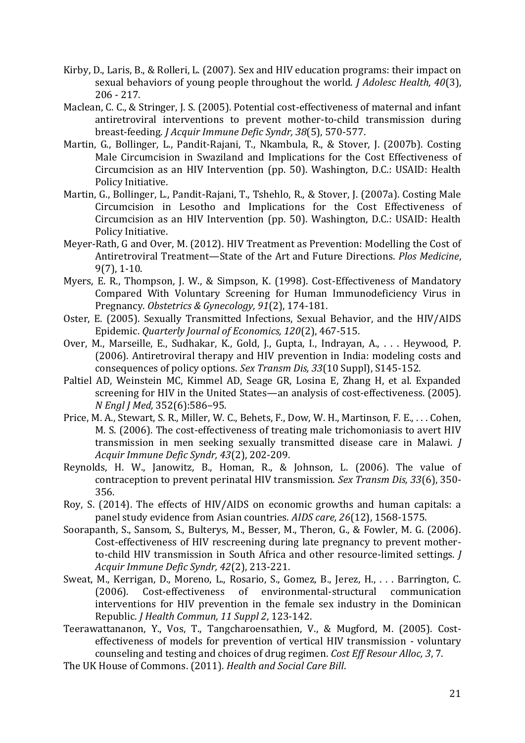Kirby, D., Laris, B., & Rolleri, L. (2007). Sex and HIV education programs: their impact on sexual behaviors of young people throughout the world. *J Adolesc Health, 40*(3), 206 - 217.

Maclean, C. C., & Stringer, J. S. (2005). Potential cost-effectiveness of maternal and infant antiretroviral interventions to prevent mother-to-child transmission during breast-feeding. *J Acquir Immune Defic Syndr, 38*(5), 570-577.

Martin, G., Bollinger, L., Pandit-Rajani, T., Nkambula, R., & Stover, J. (2007b). Costing Male Circumcision in Swaziland and Implications for the Cost Effectiveness of Circumcision as an HIV Intervention (pp. 50). Washington, D.C.: USAID: Health Policy Initiative.

Martin, G., Bollinger, L., Pandit-Rajani, T., Tshehlo, R., & Stover, J. (2007a). Costing Male Circumcision in Lesotho and Implications for the Cost Effectiveness of Circumcision as an HIV Intervention (pp. 50). Washington, D.C.: USAID: Health Policy Initiative.

Meyer-Rath, G and Over, M. (2012). HIV Treatment as Prevention: Modelling the Cost of Antiretroviral Treatment—State of the Art and Future Directions. *Plos Medicine*, 9(7), 1-10.

Myers, E. R., Thompson, J. W., & Simpson, K. (1998). Cost-Effectiveness of Mandatory Compared With Voluntary Screening for Human Immunodeficiency Virus in Pregnancy. *Obstetrics & Gynecology, 91*(2), 174-181.

Oster, E. (2005). Sexually Transmitted Infections, Sexual Behavior, and the HIV/AIDS Epidemic. *Quarterly Journal of Economics, 120*(2), 467-515.

Over, M., Marseille, E., Sudhakar, K., Gold, J., Gupta, I., Indrayan, A., . . . Heywood, P. (2006). Antiretroviral therapy and HIV prevention in India: modeling costs and consequences of policy options. *Sex Transm Dis, 33*(10 Suppl), S145-152.

Paltiel AD, Weinstein MC, Kimmel AD, Seage GR, Losina E, Zhang H, et al. Expanded screening for HIV in the United States—an analysis of cost-effectiveness. (2005). *N Engl J Med,* 352(6):586–95.

Price, M. A., Stewart, S. R., Miller, W. C., Behets, F., Dow, W. H., Martinson, F. E., . . . Cohen, M. S. (2006). The cost-effectiveness of treating male trichomoniasis to avert HIV transmission in men seeking sexually transmitted disease care in Malawi. *J Acquir Immune Defic Syndr, 43*(2), 202-209.

Reynolds, H. W., Janowitz, B., Homan, R., & Johnson, L. (2006). The value of contraception to prevent perinatal HIV transmission. *Sex Transm Dis, 33*(6), 350-356.

Roy, S. (2014). The effects of HIV/AIDS on economic growths and human capitals: a panel study evidence from Asian countries. *AIDS care, 26*(12), 1568-1575.

Soorapanth, S., Sansom, S., Bulterys, M., Besser, M., Theron, G., & Fowler, M. G. (2006). Cost-effectiveness of HIV rescreening during late pregnancy to prevent mother-to-child HIV transmission in South Africa and other resource-limited settings. *J Acquir Immune Defic Syndr, 42*(2), 213-221.

Sweat, M., Kerrigan, D., Moreno, L., Rosario, S., Gomez, B., Jerez, H., . . . Barrington, C. (2006). Cost-effectiveness of environmental-structural communication interventions for HIV prevention in the female sex industry in the Dominican Republic. *J Health Commun, 11 Suppl 2*, 123-142.

Teerawattananon, Y., Vos, T., Tangcharoensathien, V., & Mugford, M. (2005). Cost-effectiveness of models for prevention of vertical HIV transmission - voluntary counseling and testing and choices of drug regimen. *Cost Eff Resour Alloc, 3*, 7.

The UK House of Commons. (2011). *Health and Social Care Bill*.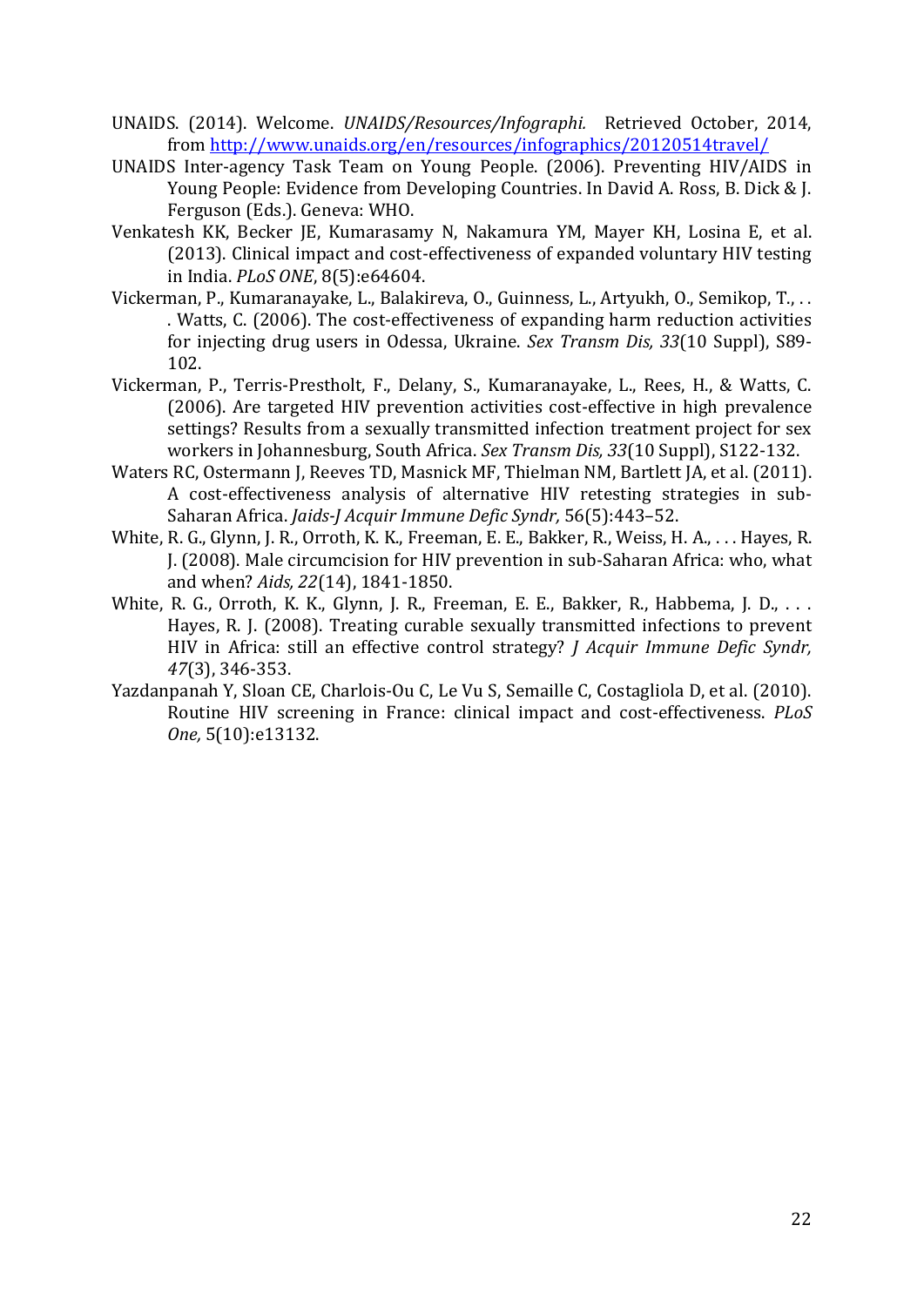UNAIDS. (2014). Welcome. *UNAIDS/Resources/Infographi.* Retrieved October, 2014, from [http://www.unaids.org/en/resources/infographics/20120514travel/](http://www.unaids.org/en/resources/infographics/20120514travel/)

UNAIDS Inter-agency Task Team on Young People. (2006). Preventing HIV/AIDS in Young People: Evidence from Developing Countries. In David A. Ross, B. Dick & J. Ferguson (Eds.). Geneva: WHO.

Venkatesh KK, Becker JE, Kumarasamy N, Nakamura YM, Mayer KH, Losina E, et al. (2013). Clinical impact and cost-effectiveness of expanded voluntary HIV testing in India. *PLoS ONE*, 8(5):e64604.

Vickerman, P., Kumaranayake, L., Balakireva, O., Guinness, L., Artyukh, O., Semikop, T., . . . Watts, C. (2006). The cost-effectiveness of expanding harm reduction activities for injecting drug users in Odessa, Ukraine. *Sex Transm Dis, 33*(10 Suppl), S89-102.

Vickerman, P., Terris-Prestholt, F., Delany, S., Kumaranayake, L., Rees, H., & Watts, C. (2006). Are targeted HIV prevention activities cost-effective in high prevalence settings? Results from a sexually transmitted infection treatment project for sex workers in Johannesburg, South Africa. *Sex Transm Dis, 33*(10 Suppl), S122-132.

Waters RC, Ostermann J, Reeves TD, Masnick MF, Thielman NM, Bartlett JA, et al. (2011). A cost-effectiveness analysis of alternative HIV retesting strategies in sub-Saharan Africa. *Jaids-J Acquir Immune Defic Syndr,* 56(5):443–52.

White, R. G., Glynn, J. R., Orroth, K. K., Freeman, E. E., Bakker, R., Weiss, H. A., . . . Hayes, R. J. (2008). Male circumcision for HIV prevention in sub-Saharan Africa: who, what and when? *Aids, 22*(14), 1841-1850.

White, R. G., Orroth, K. K., Glynn, J. R., Freeman, E. E., Bakker, R., Habbema, J. D., . . . Hayes, R. J. (2008). Treating curable sexually transmitted infections to prevent HIV in Africa: still an effective control strategy? *J Acquir Immune Defic Syndr, 47*(3), 346-353.

Yazdanpanah Y, Sloan CE, Charlois-Ou C, Le Vu S, Semaille C, Costagliola D, et al. (2010). Routine HIV screening in France: clinical impact and cost-effectiveness. *PLoS One,* 5(10):e13132.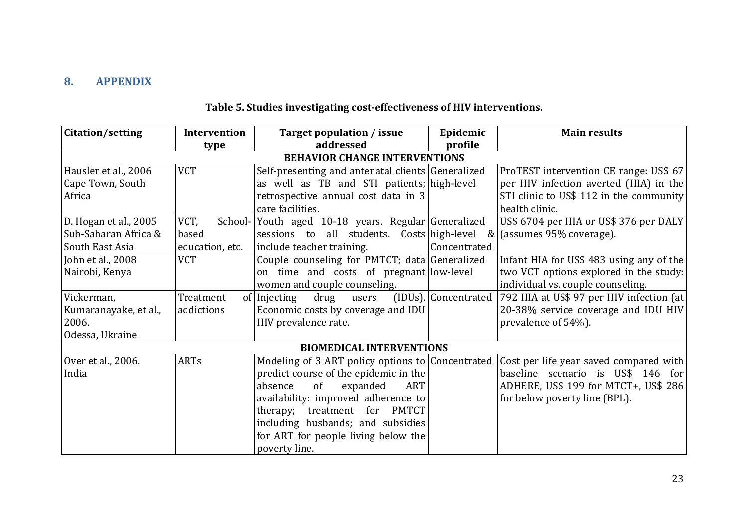## 8. APPENDIX

**Table 5. Studies investigating cost-effectiveness of HIV interventions.**

| Citation/setting | Intervention type | Target population / issue addressed | Epidemic profile | Main results |
|---|---|---|---|---|
| **BEHAVIOR CHANGE INTERVENTIONS** | | | | |
| Hausler et al., 2006 Cape Town, South Africa | VCT | Self-presenting and antenatal clients as well as TB and STI patients; retrospective annual cost data in 3 care facilities. | Generalized high-level | ProTEST intervention CE range: US$ 67 per HIV infection averted (HIA) in the STI clinic to US$ 112 in the community health clinic. |
| D. Hogan et al., 2005 Sub-Saharan Africa & South East Asia | VCT, School-based education, etc. | Youth aged 10-18 years. Regular sessions to all students. Costs include teacher training. | Generalized high-level & Concentrated | US$ 6704 per HIA or US$ 376 per DALY (assumes 95% coverage). |
| John et al., 2008 Nairobi, Kenya | VCT | Couple counseling for PMTCT; data on time and costs of pregnant women and couple counseling. | Generalized low-level | Infant HIA for US$ 483 using any of the two VCT options explored in the study: individual vs. couple counseling. |
| Vickerman, Kumaranayake, et al., 2006. Odessa, Ukraine | Treatment of addictions | Injecting drug users (IDUs). Economic costs by coverage and IDU HIV prevalence rate. | Concentrated | 792 HIA at US$ 97 per HIV infection (at 20-38% service coverage and IDU HIV prevalence of 54%). |
| **BIOMEDICAL INTERVENTIONS** | | | | |
| Over et al., 2006. India | ARTs | Modeling of 3 ART policy options to predict course of the epidemic in the absence of expanded ART availability: improved adherence to therapy; treatment for PMTCT including husbands; and subsidies for ART for people living below the poverty line. | Concentrated | Cost per life year saved compared with baseline scenario is US$ 146 for ADHERE, US$ 199 for MTCT+, US$ 286 for below poverty line (BPL). |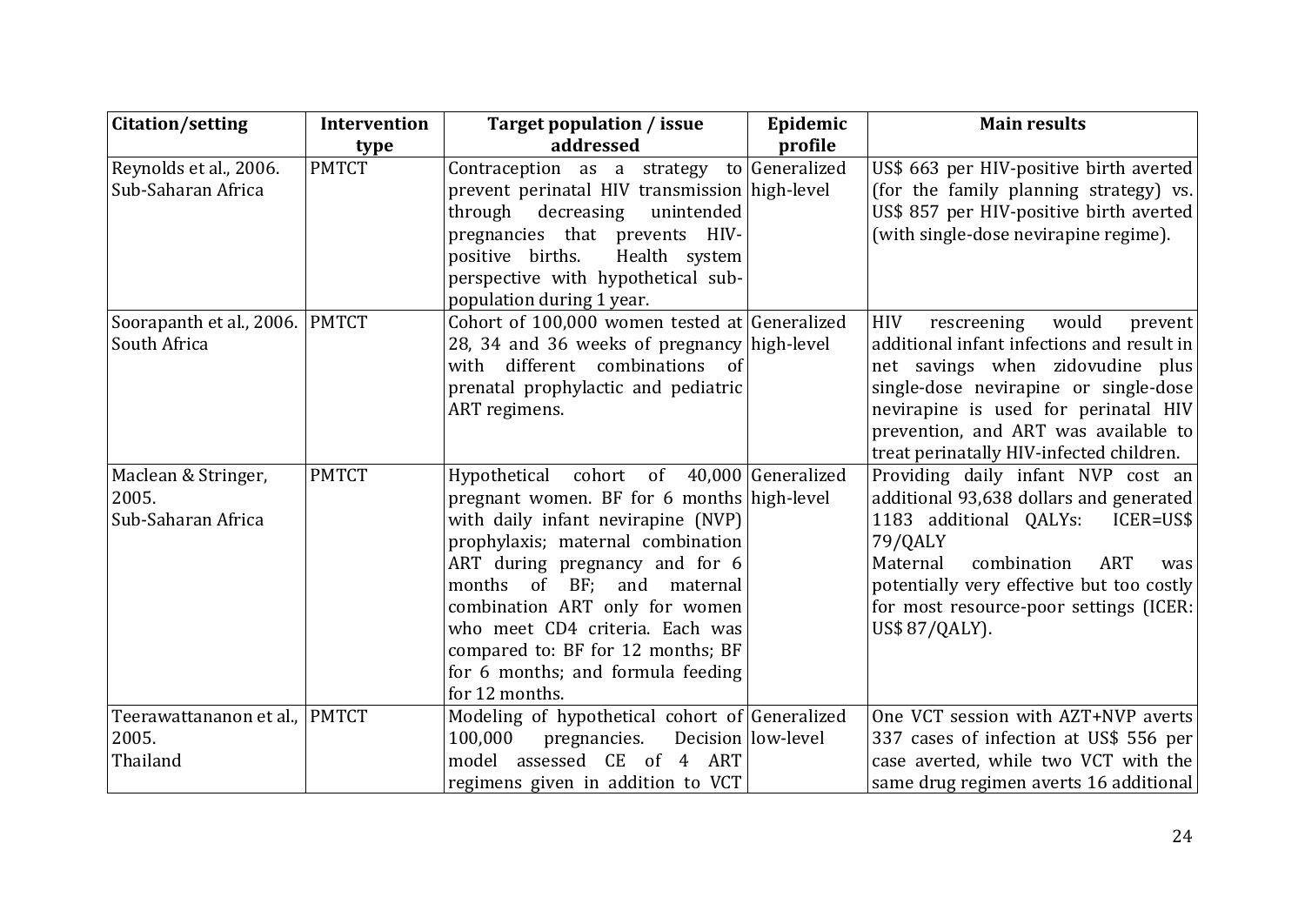| Citation/setting | Intervention type | Target population / issue addressed | Epidemic profile | Main results |
|---|---|---|---|---|
| Reynolds et al., 2006. Sub-Saharan Africa | PMTCT | Contraception as a strategy to prevent perinatal HIV transmission through decreasing unintended pregnancies that prevents HIV-positive births. Health system perspective with hypothetical sub-population during 1 year. | Generalized high-level | US$ 663 per HIV-positive birth averted (for the family planning strategy) vs. US$ 857 per HIV-positive birth averted (with single-dose nevirapine regime). |
| Soorapanth et al., 2006. South Africa | PMTCT | Cohort of 100,000 women tested at 28, 34 and 36 weeks of pregnancy with different combinations of prenatal prophylactic and pediatric ART regimens. | Generalized high-level | HIV rescreening would prevent additional infant infections and result in net savings when zidovudine plus single-dose nevirapine or single-dose nevirapine is used for perinatal HIV prevention, and ART was available to treat perinatally HIV-infected children. |
| Maclean & Stringer, 2005. Sub-Saharan Africa | PMTCT | Hypothetical cohort of 40,000 pregnant women. BF for 6 months with daily infant nevirapine (NVP) prophylaxis; maternal combination ART during pregnancy and for 6 months of BF; and maternal combination ART only for women who meet CD4 criteria. Each was compared to: BF for 12 months; BF for 6 months; and formula feeding for 12 months. | Generalized high-level | Providing daily infant NVP cost an additional 93,638 dollars and generated 1183 additional QALYs: ICER=US$ 79/QALY<br>Maternal combination ART was potentially very effective but too costly for most resource-poor settings (ICER: US$ 87/QALY). |
| Teerawattananon et al., 2005. Thailand | PMTCT | Modeling of hypothetical cohort of 100,000 pregnancies. Decision model assessed CE of 4 ART regimens given in addition to VCT | Generalized low-level | One VCT session with AZT+NVP averts 337 cases of infection at US$ 556 per case averted, while two VCT with the same drug regimen averts 16 additional |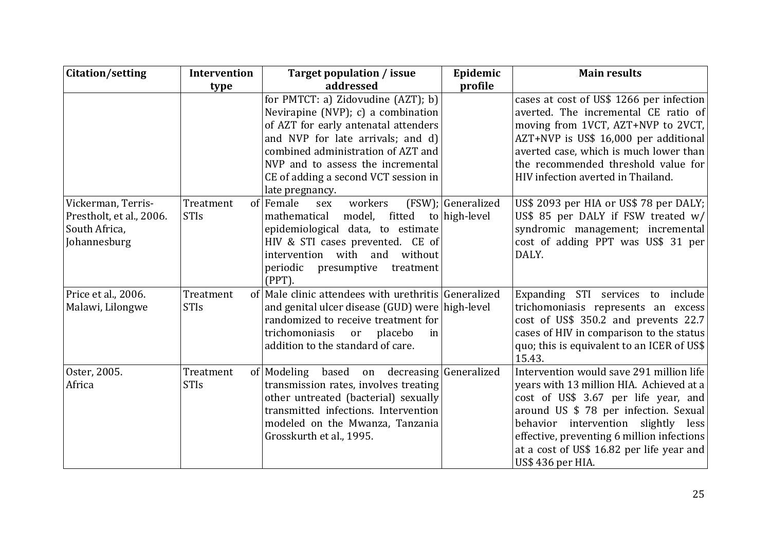| Citation/setting | Intervention type | Target population / issue addressed | Epidemic profile | Main results |
|---|---|---|---|---|
| | | for PMTCT: a) Zidovudine (AZT); b) Nevirapine (NVP); c) a combination of AZT for early antenatal attenders and NVP for late arrivals; and d) combined administration of AZT and NVP and to assess the incremental CE of adding a second VCT session in late pregnancy. | | cases at cost of US$ 1266 per infection averted. The incremental CE ratio of moving from 1VCT, AZT+NVP to 2VCT, AZT+NVP is US$ 16,000 per additional averted case, which is much lower than the recommended threshold value for HIV infection averted in Thailand. |
| Vickerman, Terris-Prestholt, et al., 2006. South Africa, Johannesburg | Treatment of STIs | Female sex workers (FSW); mathematical model, fitted to epidemiological data, to estimate HIV & STI cases prevented. CE of intervention with and without periodic presumptive treatment (PPT). | Generalized high-level | US$ 2093 per HIA or US$ 78 per DALY; US$ 85 per DALY if FSW treated w/ syndromic management; incremental cost of adding PPT was US$ 31 per DALY. |
| Price et al., 2006. Malawi, Lilongwe | Treatment of STIs | Male clinic attendees with urethritis and genital ulcer disease (GUD) were randomized to receive treatment for trichomoniasis or placebo in addition to the standard of care. | Generalized high-level | Expanding STI services to include trichomoniasis represents an excess cost of US$ 350.2 and prevents 22.7 cases of HIV in comparison to the status quo; this is equivalent to an ICER of US$ 15.43. |
| Oster, 2005. Africa | Treatment of STIs | Modeling based on decreasing transmission rates, involves treating other untreated (bacterial) sexually transmitted infections. Intervention modeled on the Mwanza, Tanzania Grosskurth et al., 1995. | Generalized | Intervention would save 291 million life years with 13 million HIA. Achieved at a cost of US$ 3.67 per life year, and around US $ 78 per infection. Sexual behavior intervention slightly less effective, preventing 6 million infections at a cost of US$ 16.82 per life year and US$ 436 per HIA. |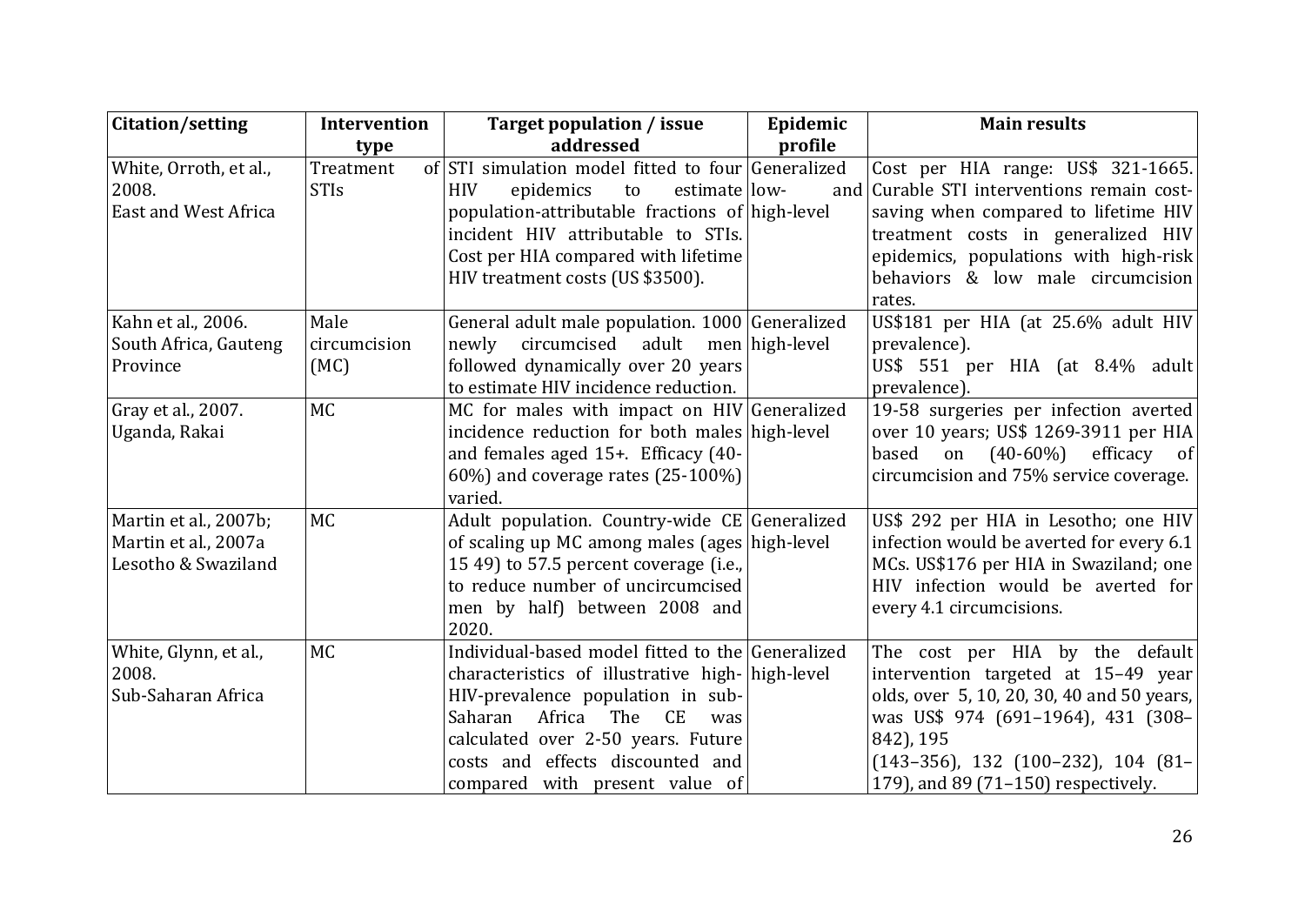| Citation/setting | Intervention type | Target population / issue addressed | Epidemic profile | Main results |
|---|---|---|---|---|
| White, Orroth, et al., 2008. East and West Africa | Treatment of STIs | STI simulation model fitted to four HIV epidemics to estimate population-attributable fractions of incident HIV attributable to STIs. Cost per HIA compared with lifetime HIV treatment costs (US $3500). | Generalized low- and high-level | Cost per HIA range: US$ 321-1665. Curable STI interventions remain cost-saving when compared to lifetime HIV treatment costs in generalized HIV epidemics, populations with high-risk behaviors & low male circumcision rates. |
| Kahn et al., 2006. South Africa, Gauteng Province | Male circumcision (MC) | General adult male population. 1000 newly circumcised adult men followed dynamically over 20 years to estimate HIV incidence reduction. | Generalized high-level | US$181 per HIA (at 25.6% adult HIV prevalence). US$ 551 per HIA (at 8.4% adult prevalence). |
| Gray et al., 2007. Uganda, Rakai | MC | MC for males with impact on HIV incidence reduction for both males and females aged 15+. Efficacy (40-60%) and coverage rates (25-100%) varied. | Generalized high-level | 19-58 surgeries per infection averted over 10 years; US$ 1269-3911 per HIA based on (40-60%) efficacy of circumcision and 75% service coverage. |
| Martin et al., 2007b; Martin et al., 2007a Lesotho & Swaziland | MC | Adult population. Country-wide CE of scaling up MC among males (ages 15 49) to 57.5 percent coverage (i.e., to reduce number of uncircumcised men by half) between 2008 and 2020. | Generalized high-level | US$ 292 per HIA in Lesotho; one HIV infection would be averted for every 6.1 MCs. US$176 per HIA in Swaziland; one HIV infection would be averted for every 4.1 circumcisions. |
| White, Glynn, et al., 2008. Sub-Saharan Africa | MC | Individual-based model fitted to the characteristics of illustrative high-HIV-prevalence population in sub-Saharan Africa The CE was calculated over 2-50 years. Future costs and effects discounted and compared with present value of | Generalized high-level | The cost per HIA by the default intervention targeted at 15–49 year olds, over 5, 10, 20, 30, 40 and 50 years, was US$ 974 (691–1964), 431 (308–842), 195 (143–356), 132 (100–232), 104 (81–179), and 89 (71–150) respectively. |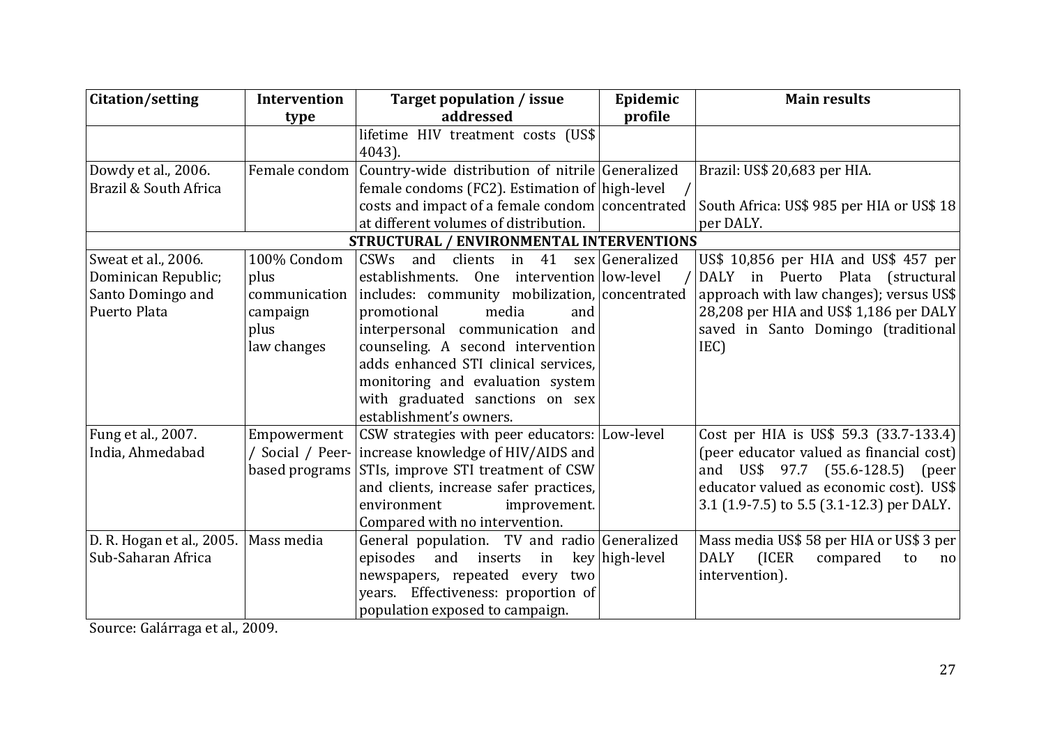| Citation/setting | Intervention type | Target population / issue addressed | Epidemic profile | Main results |
|---|---|---|---|---|
| | | lifetime HIV treatment costs (US$ 4043). | | |
| Dowdy et al., 2006. Brazil & South Africa | Female condom | Country-wide distribution of nitrile female condoms (FC2). Estimation of costs and impact of a female condom at different volumes of distribution. | Generalized high-level / concentrated | Brazil: US$ 20,683 per HIA. South Africa: US$ 985 per HIA or US$ 18 per DALY. |
| **STRUCTURAL / ENVIRONMENTAL INTERVENTIONS** | | | | |
| Sweat et al., 2006. Dominican Republic; Santo Domingo and Puerto Plata | 100% Condom plus communication campaign plus law changes | CSWs and clients in 41 sex establishments. One intervention includes: community mobilization, promotional media and interpersonal communication and counseling. A second intervention adds enhanced STI clinical services, monitoring and evaluation system with graduated sanctions on sex establishment's owners. | Generalized low-level / concentrated | US$ 10,856 per HIA and US$ 457 per DALY in Puerto Plata (structural approach with law changes); versus US$ 28,208 per HIA and US$ 1,186 per DALY saved in Santo Domingo (traditional IEC) |
| Fung et al., 2007. India, Ahmedabad | Empowerment / Social / Peer-based programs | CSW strategies with peer educators: increase knowledge of HIV/AIDS and STIs, improve STI treatment of CSW and clients, increase safer practices, environment improvement. Compared with no intervention. | Low-level | Cost per HIA is US$ 59.3 (33.7-133.4) (peer educator valued as financial cost) and US$ 97.7 (55.6-128.5) (peer educator valued as economic cost). US$ 3.1 (1.9-7.5) to 5.5 (3.1-12.3) per DALY. |
| D. R. Hogan et al., 2005. Sub-Saharan Africa | Mass media | General population. TV and radio episodes and inserts in key newspapers, repeated every two years. Effectiveness: proportion of population exposed to campaign. | Generalized high-level | Mass media US$ 58 per HIA or US$ 3 per DALY (ICER compared to no intervention). |

Source: Galárraga et al., 2009.